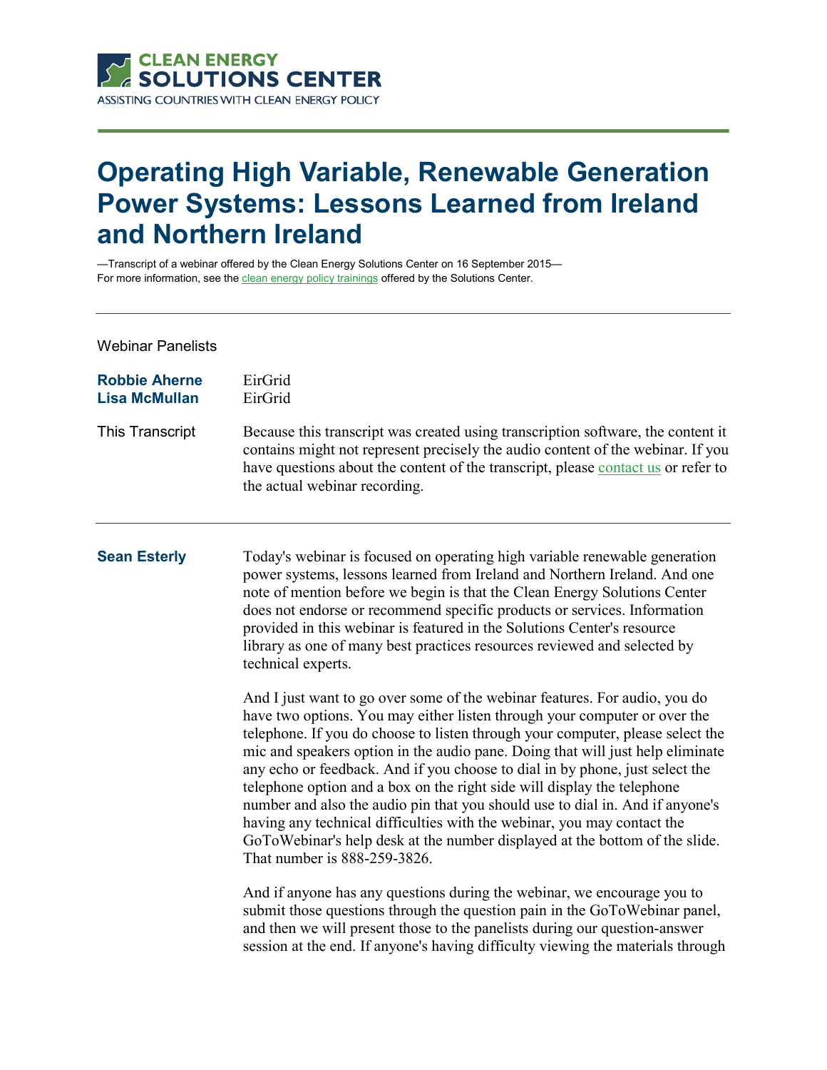**CLEAN ENERGY SOLUTIONS CENTER**
ASSISTING COUNTRIES WITH CLEAN ENERGY POLICY

# Operating High Variable, Renewable Generation Power Systems: Lessons Learned from Ireland and Northern Ireland

—Transcript of a webinar offered by the Clean Energy Solutions Center on 16 September 2015—
For more information, see the clean energy policy trainings offered by the Solutions Center.

---

Webinar Panelists

**Robbie Aherne** EirGrid
**Lisa McMullan** EirGrid

This Transcript: Because this transcript was created using transcription software, the content it contains might not represent precisely the audio content of the webinar. If you have questions about the content of the transcript, please contact us or refer to the actual webinar recording.

---

**Sean Esterly**

Today's webinar is focused on operating high variable renewable generation power systems, lessons learned from Ireland and Northern Ireland. And one note of mention before we begin is that the Clean Energy Solutions Center does not endorse or recommend specific products or services. Information provided in this webinar is featured in the Solutions Center's resource library as one of many best practices resources reviewed and selected by technical experts.

And I just want to go over some of the webinar features. For audio, you do have two options. You may either listen through your computer or over the telephone. If you do choose to listen through your computer, please select the mic and speakers option in the audio pane. Doing that will just help eliminate any echo or feedback. And if you choose to dial in by phone, just select the telephone option and a box on the right side will display the telephone number and also the audio pin that you should use to dial in. And if anyone's having any technical difficulties with the webinar, you may contact the GoToWebinar's help desk at the number displayed at the bottom of the slide. That number is 888-259-3826.

And if anyone has any questions during the webinar, we encourage you to submit those questions through the question pain in the GoToWebinar panel, and then we will present those to the panelists during our question-answer session at the end. If anyone's having difficulty viewing the materials through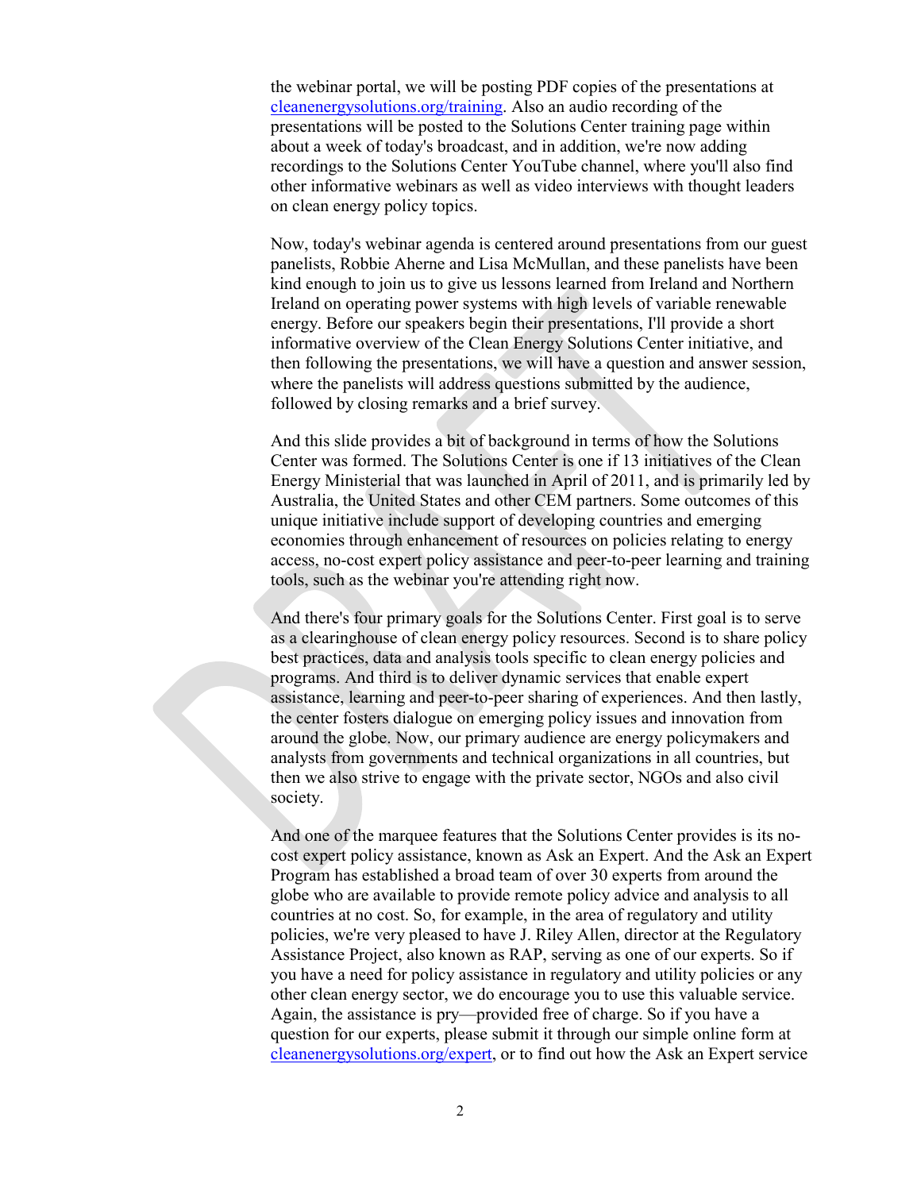the webinar portal, we will be posting PDF copies of the presentations at cleanenergysolutions.org/training. Also an audio recording of the presentations will be posted to the Solutions Center training page within about a week of today's broadcast, and in addition, we're now adding recordings to the Solutions Center YouTube channel, where you'll also find other informative webinars as well as video interviews with thought leaders on clean energy policy topics.

Now, today's webinar agenda is centered around presentations from our guest panelists, Robbie Aherne and Lisa McMullan, and these panelists have been kind enough to join us to give us lessons learned from Ireland and Northern Ireland on operating power systems with high levels of variable renewable energy. Before our speakers begin their presentations, I'll provide a short informative overview of the Clean Energy Solutions Center initiative, and then following the presentations, we will have a question and answer session, where the panelists will address questions submitted by the audience, followed by closing remarks and a brief survey.

And this slide provides a bit of background in terms of how the Solutions Center was formed. The Solutions Center is one if 13 initiatives of the Clean Energy Ministerial that was launched in April of 2011, and is primarily led by Australia, the United States and other CEM partners. Some outcomes of this unique initiative include support of developing countries and emerging economies through enhancement of resources on policies relating to energy access, no-cost expert policy assistance and peer-to-peer learning and training tools, such as the webinar you're attending right now.

And there's four primary goals for the Solutions Center. First goal is to serve as a clearinghouse of clean energy policy resources. Second is to share policy best practices, data and analysis tools specific to clean energy policies and programs. And third is to deliver dynamic services that enable expert assistance, learning and peer-to-peer sharing of experiences. And then lastly, the center fosters dialogue on emerging policy issues and innovation from around the globe. Now, our primary audience are energy policymakers and analysts from governments and technical organizations in all countries, but then we also strive to engage with the private sector, NGOs and also civil society.

And one of the marquee features that the Solutions Center provides is its no-cost expert policy assistance, known as Ask an Expert. And the Ask an Expert Program has established a broad team of over 30 experts from around the globe who are available to provide remote policy advice and analysis to all countries at no cost. So, for example, in the area of regulatory and utility policies, we're very pleased to have J. Riley Allen, director at the Regulatory Assistance Project, also known as RAP, serving as one of our experts. So if you have a need for policy assistance in regulatory and utility policies or any other clean energy sector, we do encourage you to use this valuable service. Again, the assistance is pry—provided free of charge. So if you have a question for our experts, please submit it through our simple online form at cleanenergysolutions.org/expert, or to find out how the Ask an Expert service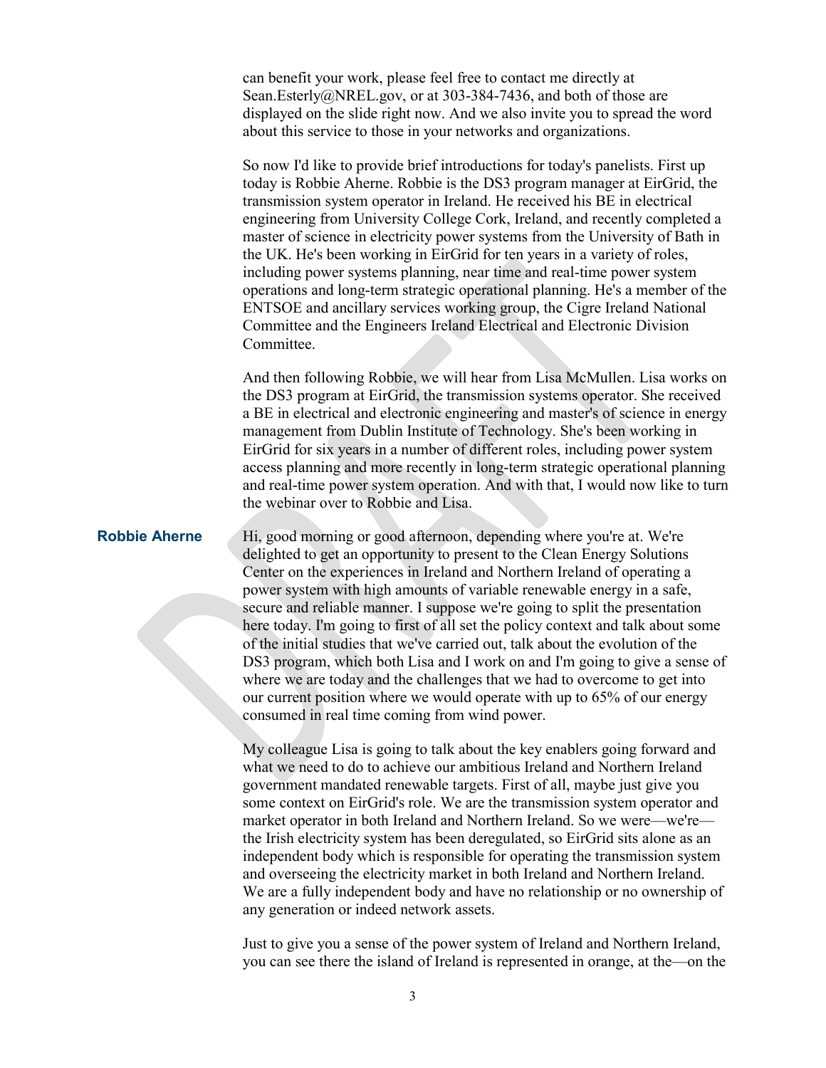can benefit your work, please feel free to contact me directly at Sean.Esterly@NREL.gov, or at 303-384-7436, and both of those are displayed on the slide right now. And we also invite you to spread the word about this service to those in your networks and organizations.

So now I'd like to provide brief introductions for today's panelists. First up today is Robbie Aherne. Robbie is the DS3 program manager at EirGrid, the transmission system operator in Ireland. He received his BE in electrical engineering from University College Cork, Ireland, and recently completed a master of science in electricity power systems from the University of Bath in the UK. He's been working in EirGrid for ten years in a variety of roles, including power systems planning, near time and real-time power system operations and long-term strategic operational planning. He's a member of the ENTSOE and ancillary services working group, the Cigre Ireland National Committee and the Engineers Ireland Electrical and Electronic Division Committee.

And then following Robbie, we will hear from Lisa McMullen. Lisa works on the DS3 program at EirGrid, the transmission systems operator. She received a BE in electrical and electronic engineering and master's of science in energy management from Dublin Institute of Technology. She's been working in EirGrid for six years in a number of different roles, including power system access planning and more recently in long-term strategic operational planning and real-time power system operation. And with that, I would now like to turn the webinar over to Robbie and Lisa.

**Robbie Aherne** Hi, good morning or good afternoon, depending where you're at. We're delighted to get an opportunity to present to the Clean Energy Solutions Center on the experiences in Ireland and Northern Ireland of operating a power system with high amounts of variable renewable energy in a safe, secure and reliable manner. I suppose we're going to split the presentation here today. I'm going to first of all set the policy context and talk about some of the initial studies that we've carried out, talk about the evolution of the DS3 program, which both Lisa and I work on and I'm going to give a sense of where we are today and the challenges that we had to overcome to get into our current position where we would operate with up to 65% of our energy consumed in real time coming from wind power.

My colleague Lisa is going to talk about the key enablers going forward and what we need to do to achieve our ambitious Ireland and Northern Ireland government mandated renewable targets. First of all, maybe just give you some context on EirGrid's role. We are the transmission system operator and market operator in both Ireland and Northern Ireland. So we were—we're—the Irish electricity system has been deregulated, so EirGrid sits alone as an independent body which is responsible for operating the transmission system and overseeing the electricity market in both Ireland and Northern Ireland. We are a fully independent body and have no relationship or no ownership of any generation or indeed network assets.

Just to give you a sense of the power system of Ireland and Northern Ireland, you can see there the island of Ireland is represented in orange, at the—on the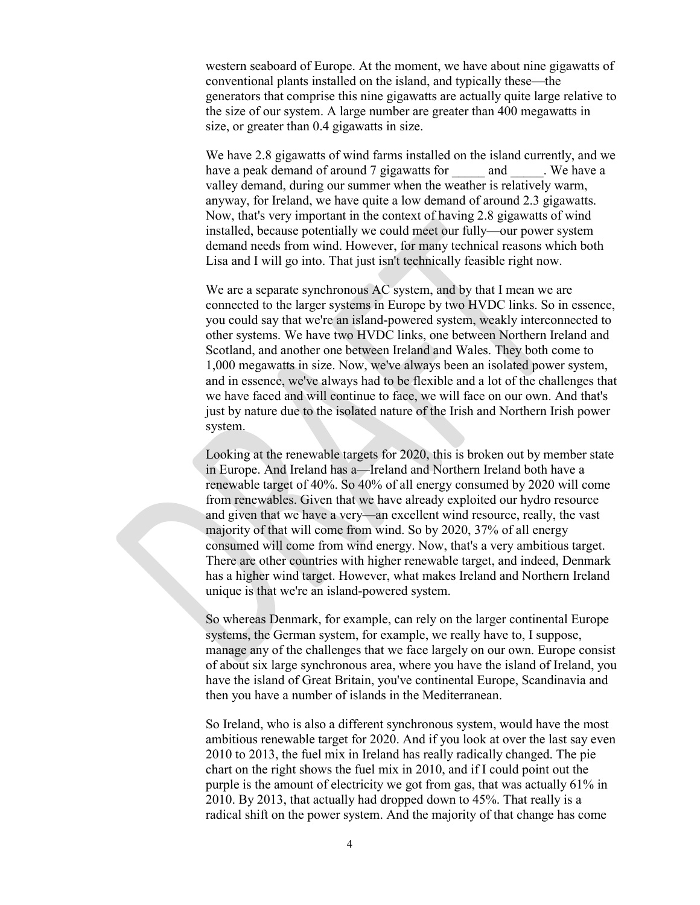western seaboard of Europe. At the moment, we have about nine gigawatts of conventional plants installed on the island, and typically these—the generators that comprise this nine gigawatts are actually quite large relative to the size of our system. A large number are greater than 400 megawatts in size, or greater than 0.4 gigawatts in size.

We have 2.8 gigawatts of wind farms installed on the island currently, and we have a peak demand of around 7 gigawatts for _____ and _____. We have a valley demand, during our summer when the weather is relatively warm, anyway, for Ireland, we have quite a low demand of around 2.3 gigawatts. Now, that's very important in the context of having 2.8 gigawatts of wind installed, because potentially we could meet our fully—our power system demand needs from wind. However, for many technical reasons which both Lisa and I will go into. That just isn't technically feasible right now.

We are a separate synchronous AC system, and by that I mean we are connected to the larger systems in Europe by two HVDC links. So in essence, you could say that we're an island-powered system, weakly interconnected to other systems. We have two HVDC links, one between Northern Ireland and Scotland, and another one between Ireland and Wales. They both come to 1,000 megawatts in size. Now, we've always been an isolated power system, and in essence, we've always had to be flexible and a lot of the challenges that we have faced and will continue to face, we will face on our own. And that's just by nature due to the isolated nature of the Irish and Northern Irish power system.

Looking at the renewable targets for 2020, this is broken out by member state in Europe. And Ireland has a—Ireland and Northern Ireland both have a renewable target of 40%. So 40% of all energy consumed by 2020 will come from renewables. Given that we have already exploited our hydro resource and given that we have a very—an excellent wind resource, really, the vast majority of that will come from wind. So by 2020, 37% of all energy consumed will come from wind energy. Now, that's a very ambitious target. There are other countries with higher renewable target, and indeed, Denmark has a higher wind target. However, what makes Ireland and Northern Ireland unique is that we're an island-powered system.

So whereas Denmark, for example, can rely on the larger continental Europe systems, the German system, for example, we really have to, I suppose, manage any of the challenges that we face largely on our own. Europe consist of about six large synchronous area, where you have the island of Ireland, you have the island of Great Britain, you've continental Europe, Scandinavia and then you have a number of islands in the Mediterranean.

So Ireland, who is also a different synchronous system, would have the most ambitious renewable target for 2020. And if you look at over the last say even 2010 to 2013, the fuel mix in Ireland has really radically changed. The pie chart on the right shows the fuel mix in 2010, and if I could point out the purple is the amount of electricity we got from gas, that was actually 61% in 2010. By 2013, that actually had dropped down to 45%. That really is a radical shift on the power system. And the majority of that change has come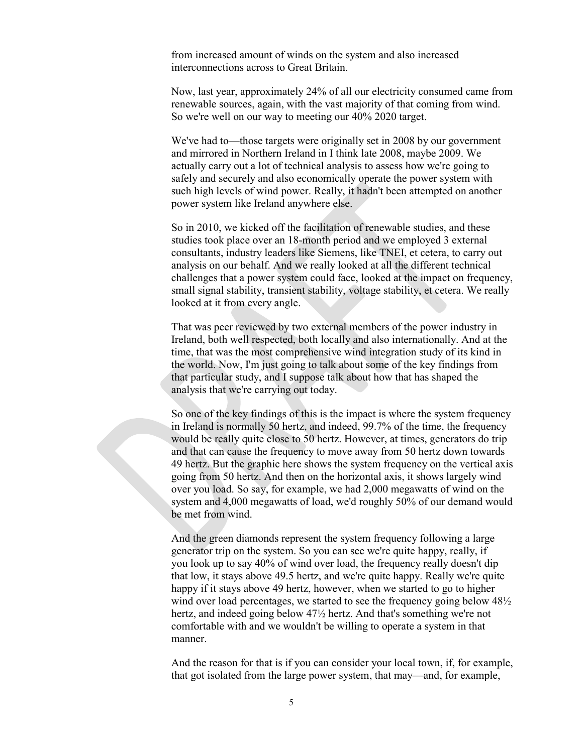from increased amount of winds on the system and also increased interconnections across to Great Britain.

Now, last year, approximately 24% of all our electricity consumed came from renewable sources, again, with the vast majority of that coming from wind. So we're well on our way to meeting our 40% 2020 target.

We've had to—those targets were originally set in 2008 by our government and mirrored in Northern Ireland in I think late 2008, maybe 2009. We actually carry out a lot of technical analysis to assess how we're going to safely and securely and also economically operate the power system with such high levels of wind power. Really, it hadn't been attempted on another power system like Ireland anywhere else.

So in 2010, we kicked off the facilitation of renewable studies, and these studies took place over an 18-month period and we employed 3 external consultants, industry leaders like Siemens, like TNEI, et cetera, to carry out analysis on our behalf. And we really looked at all the different technical challenges that a power system could face, looked at the impact on frequency, small signal stability, transient stability, voltage stability, et cetera. We really looked at it from every angle.

That was peer reviewed by two external members of the power industry in Ireland, both well respected, both locally and also internationally. And at the time, that was the most comprehensive wind integration study of its kind in the world. Now, I'm just going to talk about some of the key findings from that particular study, and I suppose talk about how that has shaped the analysis that we're carrying out today.

So one of the key findings of this is the impact is where the system frequency in Ireland is normally 50 hertz, and indeed, 99.7% of the time, the frequency would be really quite close to 50 hertz. However, at times, generators do trip and that can cause the frequency to move away from 50 hertz down towards 49 hertz. But the graphic here shows the system frequency on the vertical axis going from 50 hertz. And then on the horizontal axis, it shows largely wind over you load. So say, for example, we had 2,000 megawatts of wind on the system and 4,000 megawatts of load, we'd roughly 50% of our demand would be met from wind.

And the green diamonds represent the system frequency following a large generator trip on the system. So you can see we're quite happy, really, if you look up to say 40% of wind over load, the frequency really doesn't dip that low, it stays above 49.5 hertz, and we're quite happy. Really we're quite happy if it stays above 49 hertz, however, when we started to go to higher wind over load percentages, we started to see the frequency going below 48½ hertz, and indeed going below 47½ hertz. And that's something we're not comfortable with and we wouldn't be willing to operate a system in that manner.

And the reason for that is if you can consider your local town, if, for example, that got isolated from the large power system, that may—and, for example,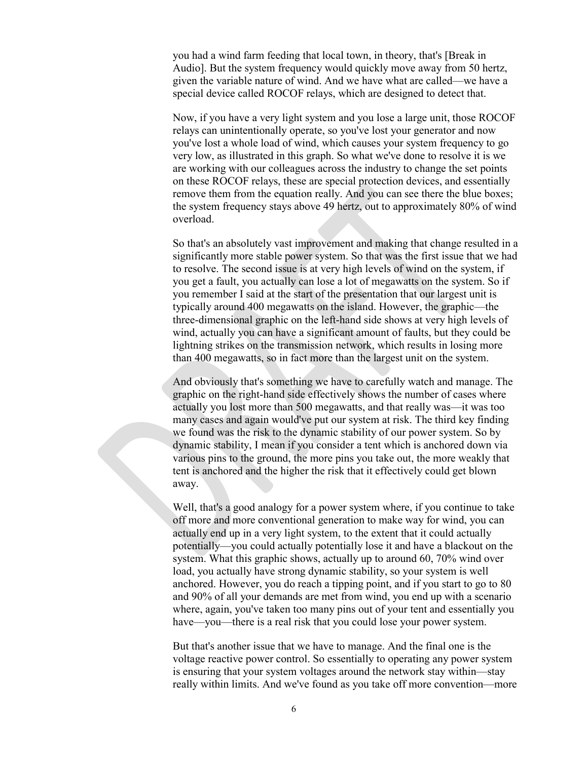you had a wind farm feeding that local town, in theory, that's [Break in Audio]. But the system frequency would quickly move away from 50 hertz, given the variable nature of wind. And we have what are called—we have a special device called ROCOF relays, which are designed to detect that.

Now, if you have a very light system and you lose a large unit, those ROCOF relays can unintentionally operate, so you've lost your generator and now you've lost a whole load of wind, which causes your system frequency to go very low, as illustrated in this graph. So what we've done to resolve it is we are working with our colleagues across the industry to change the set points on these ROCOF relays, these are special protection devices, and essentially remove them from the equation really. And you can see there the blue boxes; the system frequency stays above 49 hertz, out to approximately 80% of wind overload.

So that's an absolutely vast improvement and making that change resulted in a significantly more stable power system. So that was the first issue that we had to resolve. The second issue is at very high levels of wind on the system, if you get a fault, you actually can lose a lot of megawatts on the system. So if you remember I said at the start of the presentation that our largest unit is typically around 400 megawatts on the island. However, the graphic—the three-dimensional graphic on the left-hand side shows at very high levels of wind, actually you can have a significant amount of faults, but they could be lightning strikes on the transmission network, which results in losing more than 400 megawatts, so in fact more than the largest unit on the system.

And obviously that's something we have to carefully watch and manage. The graphic on the right-hand side effectively shows the number of cases where actually you lost more than 500 megawatts, and that really was—it was too many cases and again would've put our system at risk. The third key finding we found was the risk to the dynamic stability of our power system. So by dynamic stability, I mean if you consider a tent which is anchored down via various pins to the ground, the more pins you take out, the more weakly that tent is anchored and the higher the risk that it effectively could get blown away.

Well, that's a good analogy for a power system where, if you continue to take off more and more conventional generation to make way for wind, you can actually end up in a very light system, to the extent that it could actually potentially—you could actually potentially lose it and have a blackout on the system. What this graphic shows, actually up to around 60, 70% wind over load, you actually have strong dynamic stability, so your system is well anchored. However, you do reach a tipping point, and if you start to go to 80 and 90% of all your demands are met from wind, you end up with a scenario where, again, you've taken too many pins out of your tent and essentially you have—you—there is a real risk that you could lose your power system.

But that's another issue that we have to manage. And the final one is the voltage reactive power control. So essentially to operating any power system is ensuring that your system voltages around the network stay within—stay really within limits. And we've found as you take off more convention—more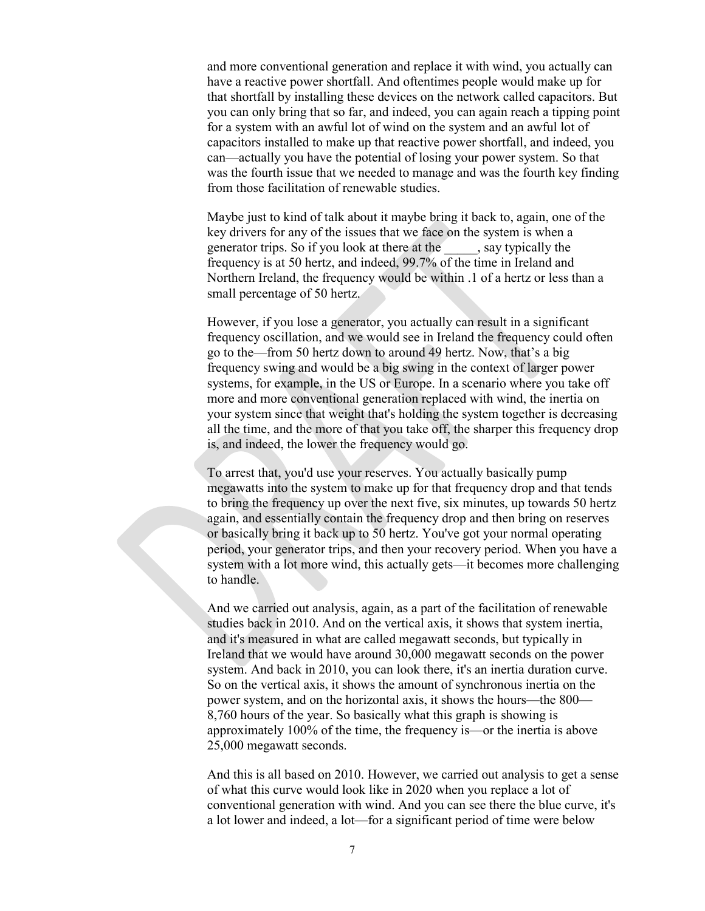and more conventional generation and replace it with wind, you actually can have a reactive power shortfall. And oftentimes people would make up for that shortfall by installing these devices on the network called capacitors. But you can only bring that so far, and indeed, you can again reach a tipping point for a system with an awful lot of wind on the system and an awful lot of capacitors installed to make up that reactive power shortfall, and indeed, you can—actually you have the potential of losing your power system. So that was the fourth issue that we needed to manage and was the fourth key finding from those facilitation of renewable studies.

Maybe just to kind of talk about it maybe bring it back to, again, one of the key drivers for any of the issues that we face on the system is when a generator trips. So if you look at there at the _____, say typically the frequency is at 50 hertz, and indeed, 99.7% of the time in Ireland and Northern Ireland, the frequency would be within .1 of a hertz or less than a small percentage of 50 hertz.

However, if you lose a generator, you actually can result in a significant frequency oscillation, and we would see in Ireland the frequency could often go to the—from 50 hertz down to around 49 hertz. Now, that's a big frequency swing and would be a big swing in the context of larger power systems, for example, in the US or Europe. In a scenario where you take off more and more conventional generation replaced with wind, the inertia on your system since that weight that's holding the system together is decreasing all the time, and the more of that you take off, the sharper this frequency drop is, and indeed, the lower the frequency would go.

To arrest that, you'd use your reserves. You actually basically pump megawatts into the system to make up for that frequency drop and that tends to bring the frequency up over the next five, six minutes, up towards 50 hertz again, and essentially contain the frequency drop and then bring on reserves or basically bring it back up to 50 hertz. You've got your normal operating period, your generator trips, and then your recovery period. When you have a system with a lot more wind, this actually gets—it becomes more challenging to handle.

And we carried out analysis, again, as a part of the facilitation of renewable studies back in 2010. And on the vertical axis, it shows that system inertia, and it's measured in what are called megawatt seconds, but typically in Ireland that we would have around 30,000 megawatt seconds on the power system. And back in 2010, you can look there, it's an inertia duration curve. So on the vertical axis, it shows the amount of synchronous inertia on the power system, and on the horizontal axis, it shows the hours—the 800—8,760 hours of the year. So basically what this graph is showing is approximately 100% of the time, the frequency is—or the inertia is above 25,000 megawatt seconds.

And this is all based on 2010. However, we carried out analysis to get a sense of what this curve would look like in 2020 when you replace a lot of conventional generation with wind. And you can see there the blue curve, it's a lot lower and indeed, a lot—for a significant period of time were below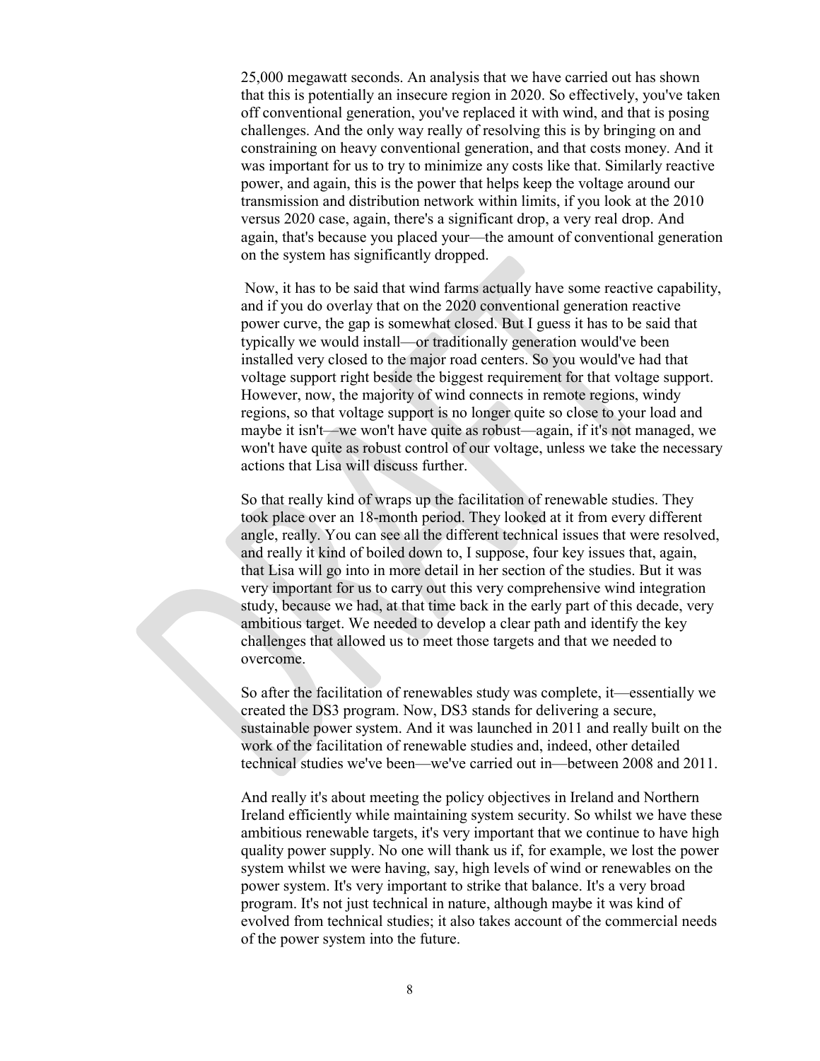25,000 megawatt seconds. An analysis that we have carried out has shown that this is potentially an insecure region in 2020. So effectively, you've taken off conventional generation, you've replaced it with wind, and that is posing challenges. And the only way really of resolving this is by bringing on and constraining on heavy conventional generation, and that costs money. And it was important for us to try to minimize any costs like that. Similarly reactive power, and again, this is the power that helps keep the voltage around our transmission and distribution network within limits, if you look at the 2010 versus 2020 case, again, there's a significant drop, a very real drop. And again, that's because you placed your—the amount of conventional generation on the system has significantly dropped.

Now, it has to be said that wind farms actually have some reactive capability, and if you do overlay that on the 2020 conventional generation reactive power curve, the gap is somewhat closed. But I guess it has to be said that typically we would install—or traditionally generation would've been installed very closed to the major road centers. So you would've had that voltage support right beside the biggest requirement for that voltage support. However, now, the majority of wind connects in remote regions, windy regions, so that voltage support is no longer quite so close to your load and maybe it isn't—we won't have quite as robust—again, if it's not managed, we won't have quite as robust control of our voltage, unless we take the necessary actions that Lisa will discuss further.

So that really kind of wraps up the facilitation of renewable studies. They took place over an 18-month period. They looked at it from every different angle, really. You can see all the different technical issues that were resolved, and really it kind of boiled down to, I suppose, four key issues that, again, that Lisa will go into in more detail in her section of the studies. But it was very important for us to carry out this very comprehensive wind integration study, because we had, at that time back in the early part of this decade, very ambitious target. We needed to develop a clear path and identify the key challenges that allowed us to meet those targets and that we needed to overcome.

So after the facilitation of renewables study was complete, it—essentially we created the DS3 program. Now, DS3 stands for delivering a secure, sustainable power system. And it was launched in 2011 and really built on the work of the facilitation of renewable studies and, indeed, other detailed technical studies we've been—we've carried out in—between 2008 and 2011.

And really it's about meeting the policy objectives in Ireland and Northern Ireland efficiently while maintaining system security. So whilst we have these ambitious renewable targets, it's very important that we continue to have high quality power supply. No one will thank us if, for example, we lost the power system whilst we were having, say, high levels of wind or renewables on the power system. It's very important to strike that balance. It's a very broad program. It's not just technical in nature, although maybe it was kind of evolved from technical studies; it also takes account of the commercial needs of the power system into the future.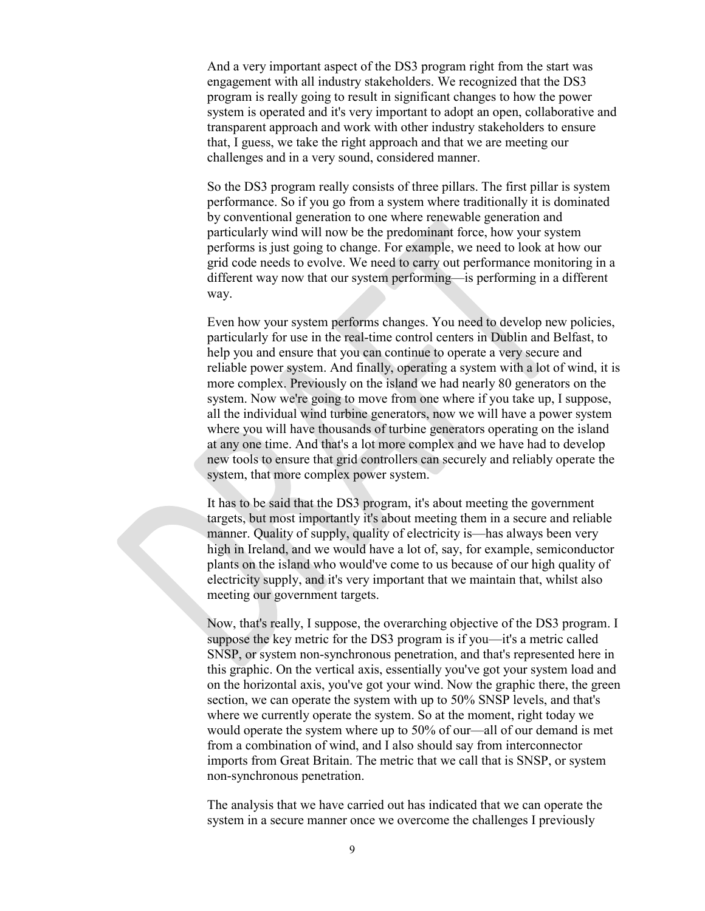And a very important aspect of the DS3 program right from the start was engagement with all industry stakeholders. We recognized that the DS3 program is really going to result in significant changes to how the power system is operated and it's very important to adopt an open, collaborative and transparent approach and work with other industry stakeholders to ensure that, I guess, we take the right approach and that we are meeting our challenges and in a very sound, considered manner.

So the DS3 program really consists of three pillars. The first pillar is system performance. So if you go from a system where traditionally it is dominated by conventional generation to one where renewable generation and particularly wind will now be the predominant force, how your system performs is just going to change. For example, we need to look at how our grid code needs to evolve. We need to carry out performance monitoring in a different way now that our system performing—is performing in a different way.

Even how your system performs changes. You need to develop new policies, particularly for use in the real-time control centers in Dublin and Belfast, to help you and ensure that you can continue to operate a very secure and reliable power system. And finally, operating a system with a lot of wind, it is more complex. Previously on the island we had nearly 80 generators on the system. Now we're going to move from one where if you take up, I suppose, all the individual wind turbine generators, now we will have a power system where you will have thousands of turbine generators operating on the island at any one time. And that's a lot more complex and we have had to develop new tools to ensure that grid controllers can securely and reliably operate the system, that more complex power system.

It has to be said that the DS3 program, it's about meeting the government targets, but most importantly it's about meeting them in a secure and reliable manner. Quality of supply, quality of electricity is—has always been very high in Ireland, and we would have a lot of, say, for example, semiconductor plants on the island who would've come to us because of our high quality of electricity supply, and it's very important that we maintain that, whilst also meeting our government targets.

Now, that's really, I suppose, the overarching objective of the DS3 program. I suppose the key metric for the DS3 program is if you—it's a metric called SNSP, or system non-synchronous penetration, and that's represented here in this graphic. On the vertical axis, essentially you've got your system load and on the horizontal axis, you've got your wind. Now the graphic there, the green section, we can operate the system with up to 50% SNSP levels, and that's where we currently operate the system. So at the moment, right today we would operate the system where up to 50% of our—all of our demand is met from a combination of wind, and I also should say from interconnector imports from Great Britain. The metric that we call that is SNSP, or system non-synchronous penetration.

The analysis that we have carried out has indicated that we can operate the system in a secure manner once we overcome the challenges I previously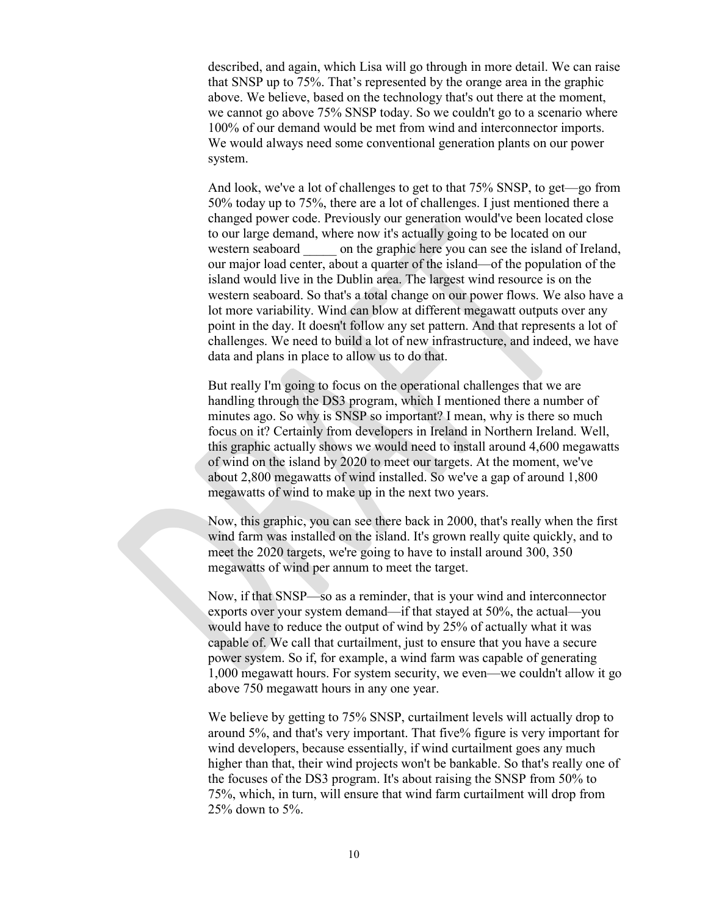described, and again, which Lisa will go through in more detail. We can raise that SNSP up to 75%. That's represented by the orange area in the graphic above. We believe, based on the technology that's out there at the moment, we cannot go above 75% SNSP today. So we couldn't go to a scenario where 100% of our demand would be met from wind and interconnector imports. We would always need some conventional generation plants on our power system.

And look, we've a lot of challenges to get to that 75% SNSP, to get—go from 50% today up to 75%, there are a lot of challenges. I just mentioned there a changed power code. Previously our generation would've been located close to our large demand, where now it's actually going to be located on our western seaboard _____ on the graphic here you can see the island of Ireland, our major load center, about a quarter of the island—of the population of the island would live in the Dublin area. The largest wind resource is on the western seaboard. So that's a total change on our power flows. We also have a lot more variability. Wind can blow at different megawatt outputs over any point in the day. It doesn't follow any set pattern. And that represents a lot of challenges. We need to build a lot of new infrastructure, and indeed, we have data and plans in place to allow us to do that.

But really I'm going to focus on the operational challenges that we are handling through the DS3 program, which I mentioned there a number of minutes ago. So why is SNSP so important? I mean, why is there so much focus on it? Certainly from developers in Ireland in Northern Ireland. Well, this graphic actually shows we would need to install around 4,600 megawatts of wind on the island by 2020 to meet our targets. At the moment, we've about 2,800 megawatts of wind installed. So we've a gap of around 1,800 megawatts of wind to make up in the next two years.

Now, this graphic, you can see there back in 2000, that's really when the first wind farm was installed on the island. It's grown really quite quickly, and to meet the 2020 targets, we're going to have to install around 300, 350 megawatts of wind per annum to meet the target.

Now, if that SNSP—so as a reminder, that is your wind and interconnector exports over your system demand—if that stayed at 50%, the actual—you would have to reduce the output of wind by 25% of actually what it was capable of. We call that curtailment, just to ensure that you have a secure power system. So if, for example, a wind farm was capable of generating 1,000 megawatt hours. For system security, we even—we couldn't allow it go above 750 megawatt hours in any one year.

We believe by getting to 75% SNSP, curtailment levels will actually drop to around 5%, and that's very important. That five% figure is very important for wind developers, because essentially, if wind curtailment goes any much higher than that, their wind projects won't be bankable. So that's really one of the focuses of the DS3 program. It's about raising the SNSP from 50% to 75%, which, in turn, will ensure that wind farm curtailment will drop from 25% down to 5%.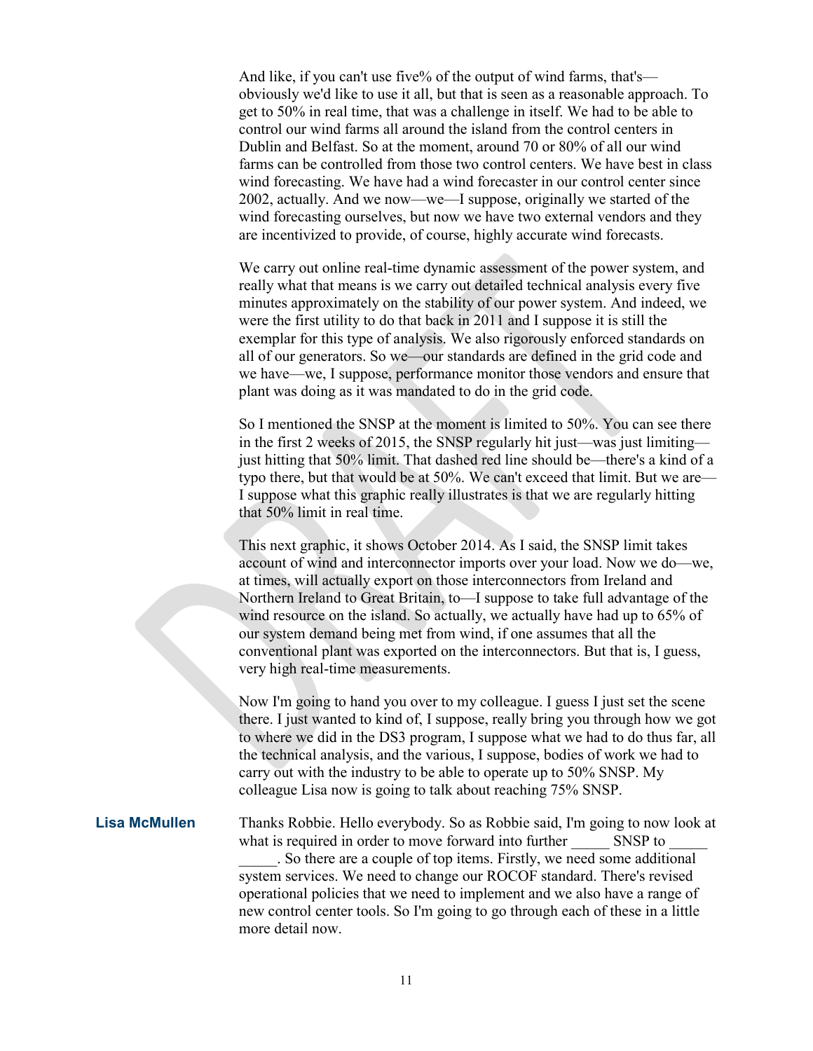And like, if you can't use five% of the output of wind farms, that's—obviously we'd like to use it all, but that is seen as a reasonable approach. To get to 50% in real time, that was a challenge in itself. We had to be able to control our wind farms all around the island from the control centers in Dublin and Belfast. So at the moment, around 70 or 80% of all our wind farms can be controlled from those two control centers. We have best in class wind forecasting. We have had a wind forecaster in our control center since 2002, actually. And we now—we—I suppose, originally we started of the wind forecasting ourselves, but now we have two external vendors and they are incentivized to provide, of course, highly accurate wind forecasts.

We carry out online real-time dynamic assessment of the power system, and really what that means is we carry out detailed technical analysis every five minutes approximately on the stability of our power system. And indeed, we were the first utility to do that back in 2011 and I suppose it is still the exemplar for this type of analysis. We also rigorously enforced standards on all of our generators. So we—our standards are defined in the grid code and we have—we, I suppose, performance monitor those vendors and ensure that plant was doing as it was mandated to do in the grid code.

So I mentioned the SNSP at the moment is limited to 50%. You can see there in the first 2 weeks of 2015, the SNSP regularly hit just—was just limiting—just hitting that 50% limit. That dashed red line should be—there's a kind of a typo there, but that would be at 50%. We can't exceed that limit. But we are—I suppose what this graphic really illustrates is that we are regularly hitting that 50% limit in real time.

This next graphic, it shows October 2014. As I said, the SNSP limit takes account of wind and interconnector imports over your load. Now we do—we, at times, will actually export on those interconnectors from Ireland and Northern Ireland to Great Britain, to—I suppose to take full advantage of the wind resource on the island. So actually, we actually have had up to 65% of our system demand being met from wind, if one assumes that all the conventional plant was exported on the interconnectors. But that is, I guess, very high real-time measurements.

Now I'm going to hand you over to my colleague. I guess I just set the scene there. I just wanted to kind of, I suppose, really bring you through how we got to where we did in the DS3 program, I suppose what we had to do thus far, all the technical analysis, and the various, I suppose, bodies of work we had to carry out with the industry to be able to operate up to 50% SNSP. My colleague Lisa now is going to talk about reaching 75% SNSP.

**Lisa McMullen** Thanks Robbie. Hello everybody. So as Robbie said, I'm going to now look at what is required in order to move forward into further _____ SNSP to _____ _____. So there are a couple of top items. Firstly, we need some additional system services. We need to change our ROCOF standard. There's revised operational policies that we need to implement and we also have a range of new control center tools. So I'm going to go through each of these in a little more detail now.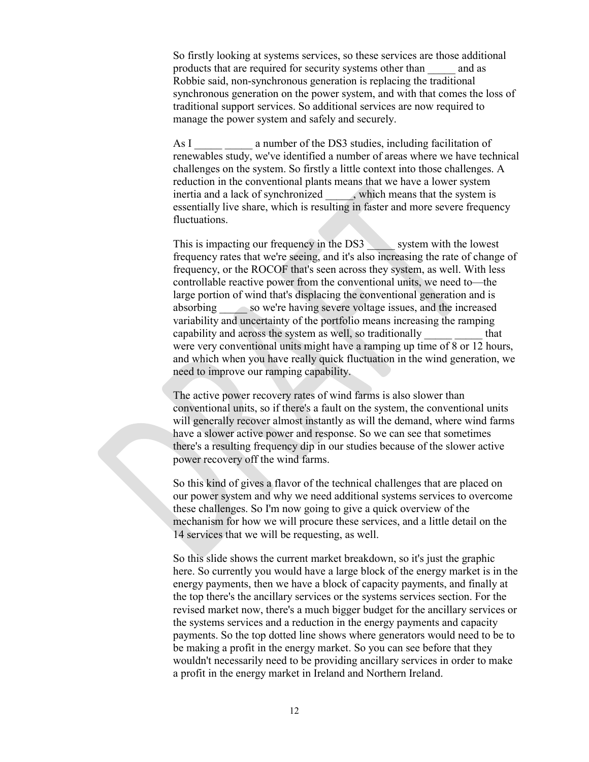So firstly looking at systems services, so these services are those additional products that are required for security systems other than _____ and as Robbie said, non-synchronous generation is replacing the traditional synchronous generation on the power system, and with that comes the loss of traditional support services. So additional services are now required to manage the power system and safely and securely.

As I _____ _____ a number of the DS3 studies, including facilitation of renewables study, we've identified a number of areas where we have technical challenges on the system. So firstly a little context into those challenges. A reduction in the conventional plants means that we have a lower system inertia and a lack of synchronized _____, which means that the system is essentially live share, which is resulting in faster and more severe frequency fluctuations.

This is impacting our frequency in the DS3 _____ system with the lowest frequency rates that we're seeing, and it's also increasing the rate of change of frequency, or the ROCOF that's seen across they system, as well. With less controllable reactive power from the conventional units, we need to—the large portion of wind that's displacing the conventional generation and is absorbing _____ so we're having severe voltage issues, and the increased variability and uncertainty of the portfolio means increasing the ramping capability and across the system as well, so traditionally _____ _____ that were very conventional units might have a ramping up time of 8 or 12 hours, and which when you have really quick fluctuation in the wind generation, we need to improve our ramping capability.

The active power recovery rates of wind farms is also slower than conventional units, so if there's a fault on the system, the conventional units will generally recover almost instantly as will the demand, where wind farms have a slower active power and response. So we can see that sometimes there's a resulting frequency dip in our studies because of the slower active power recovery off the wind farms.

So this kind of gives a flavor of the technical challenges that are placed on our power system and why we need additional systems services to overcome these challenges. So I'm now going to give a quick overview of the mechanism for how we will procure these services, and a little detail on the 14 services that we will be requesting, as well.

So this slide shows the current market breakdown, so it's just the graphic here. So currently you would have a large block of the energy market is in the energy payments, then we have a block of capacity payments, and finally at the top there's the ancillary services or the systems services section. For the revised market now, there's a much bigger budget for the ancillary services or the systems services and a reduction in the energy payments and capacity payments. So the top dotted line shows where generators would need to be to be making a profit in the energy market. So you can see before that they wouldn't necessarily need to be providing ancillary services in order to make a profit in the energy market in Ireland and Northern Ireland.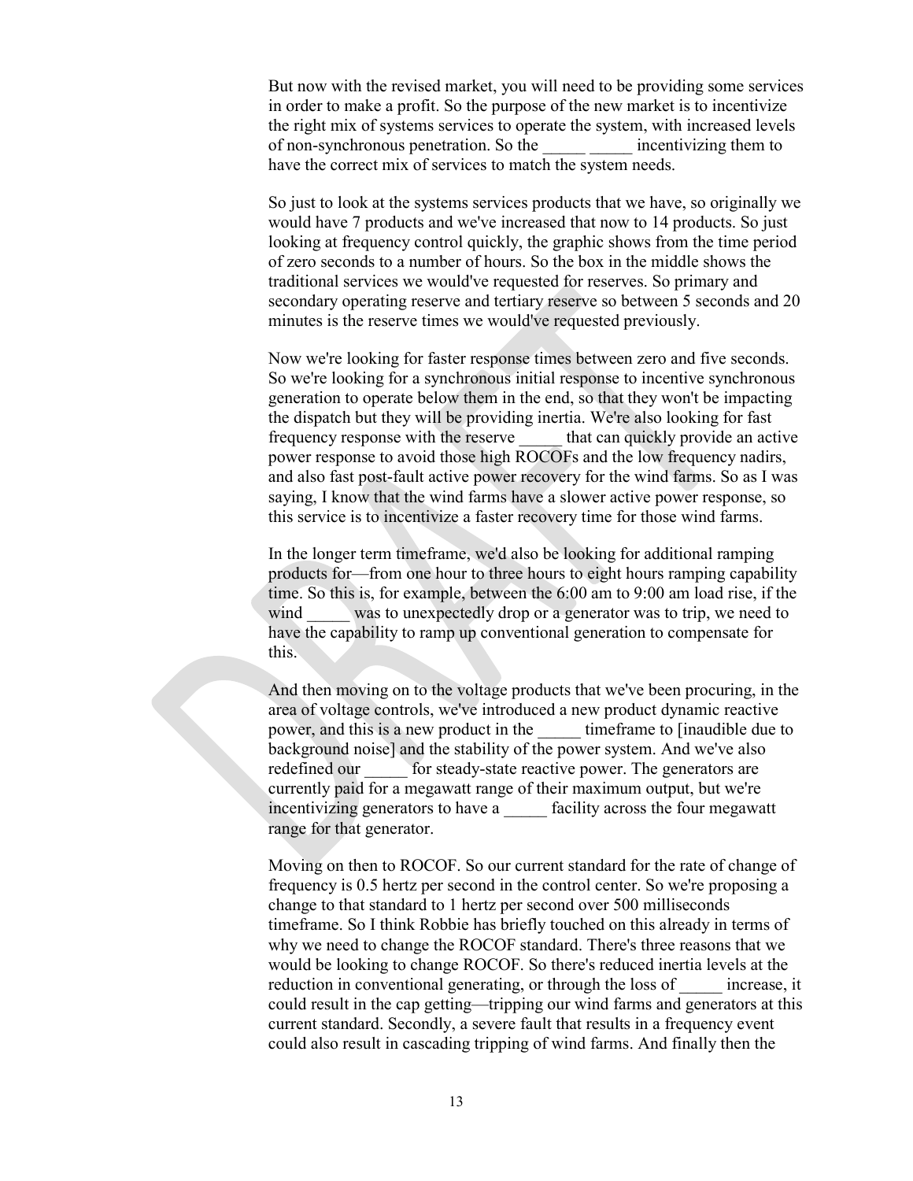But now with the revised market, you will need to be providing some services in order to make a profit. So the purpose of the new market is to incentivize the right mix of systems services to operate the system, with increased levels of non-synchronous penetration. So the _____ _____ incentivizing them to have the correct mix of services to match the system needs.

So just to look at the systems services products that we have, so originally we would have 7 products and we've increased that now to 14 products. So just looking at frequency control quickly, the graphic shows from the time period of zero seconds to a number of hours. So the box in the middle shows the traditional services we would've requested for reserves. So primary and secondary operating reserve and tertiary reserve so between 5 seconds and 20 minutes is the reserve times we would've requested previously.

Now we're looking for faster response times between zero and five seconds. So we're looking for a synchronous initial response to incentive synchronous generation to operate below them in the end, so that they won't be impacting the dispatch but they will be providing inertia. We're also looking for fast frequency response with the reserve _____ that can quickly provide an active power response to avoid those high ROCOFs and the low frequency nadirs, and also fast post-fault active power recovery for the wind farms. So as I was saying, I know that the wind farms have a slower active power response, so this service is to incentivize a faster recovery time for those wind farms.

In the longer term timeframe, we'd also be looking for additional ramping products for—from one hour to three hours to eight hours ramping capability time. So this is, for example, between the 6:00 am to 9:00 am load rise, if the wind _____ was to unexpectedly drop or a generator was to trip, we need to have the capability to ramp up conventional generation to compensate for this.

And then moving on to the voltage products that we've been procuring, in the area of voltage controls, we've introduced a new product dynamic reactive power, and this is a new product in the _____ timeframe to [inaudible due to background noise] and the stability of the power system. And we've also redefined our _____ for steady-state reactive power. The generators are currently paid for a megawatt range of their maximum output, but we're incentivizing generators to have a _____ facility across the four megawatt range for that generator.

Moving on then to ROCOF. So our current standard for the rate of change of frequency is 0.5 hertz per second in the control center. So we're proposing a change to that standard to 1 hertz per second over 500 milliseconds timeframe. So I think Robbie has briefly touched on this already in terms of why we need to change the ROCOF standard. There's three reasons that we would be looking to change ROCOF. So there's reduced inertia levels at the reduction in conventional generating, or through the loss of _____ increase, it could result in the cap getting—tripping our wind farms and generators at this current standard. Secondly, a severe fault that results in a frequency event could also result in cascading tripping of wind farms. And finally then the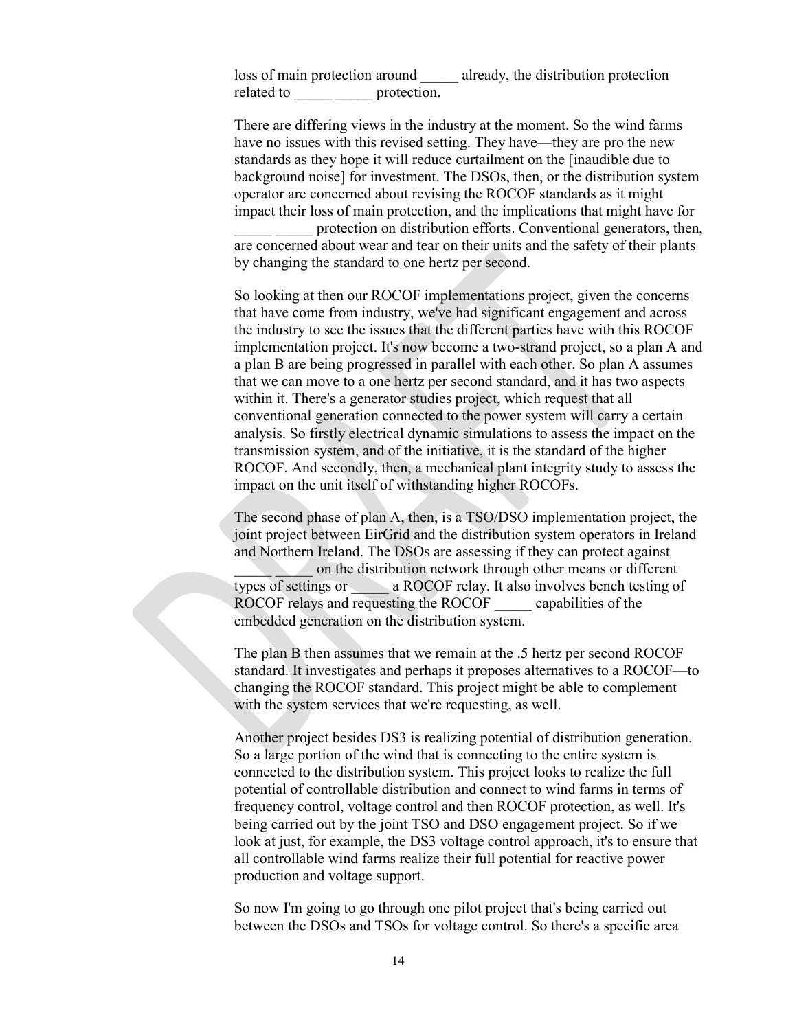loss of main protection around _____ already, the distribution protection related to _____ _____ protection.

There are differing views in the industry at the moment. So the wind farms have no issues with this revised setting. They have—they are pro the new standards as they hope it will reduce curtailment on the [inaudible due to background noise] for investment. The DSOs, then, or the distribution system operator are concerned about revising the ROCOF standards as it might impact their loss of main protection, and the implications that might have for _____ _____ protection on distribution efforts. Conventional generators, then, are concerned about wear and tear on their units and the safety of their plants by changing the standard to one hertz per second.

So looking at then our ROCOF implementations project, given the concerns that have come from industry, we've had significant engagement and across the industry to see the issues that the different parties have with this ROCOF implementation project. It's now become a two-strand project, so a plan A and a plan B are being progressed in parallel with each other. So plan A assumes that we can move to a one hertz per second standard, and it has two aspects within it. There's a generator studies project, which request that all conventional generation connected to the power system will carry a certain analysis. So firstly electrical dynamic simulations to assess the impact on the transmission system, and of the initiative, it is the standard of the higher ROCOF. And secondly, then, a mechanical plant integrity study to assess the impact on the unit itself of withstanding higher ROCOFs.

The second phase of plan A, then, is a TSO/DSO implementation project, the joint project between EirGrid and the distribution system operators in Ireland and Northern Ireland. The DSOs are assessing if they can protect against _____ _____ on the distribution network through other means or different types of settings or _____ a ROCOF relay. It also involves bench testing of ROCOF relays and requesting the ROCOF _____ capabilities of the embedded generation on the distribution system.

The plan B then assumes that we remain at the .5 hertz per second ROCOF standard. It investigates and perhaps it proposes alternatives to a ROCOF—to changing the ROCOF standard. This project might be able to complement with the system services that we're requesting, as well.

Another project besides DS3 is realizing potential of distribution generation. So a large portion of the wind that is connecting to the entire system is connected to the distribution system. This project looks to realize the full potential of controllable distribution and connect to wind farms in terms of frequency control, voltage control and then ROCOF protection, as well. It's being carried out by the joint TSO and DSO engagement project. So if we look at just, for example, the DS3 voltage control approach, it's to ensure that all controllable wind farms realize their full potential for reactive power production and voltage support.

So now I'm going to go through one pilot project that's being carried out between the DSOs and TSOs for voltage control. So there's a specific area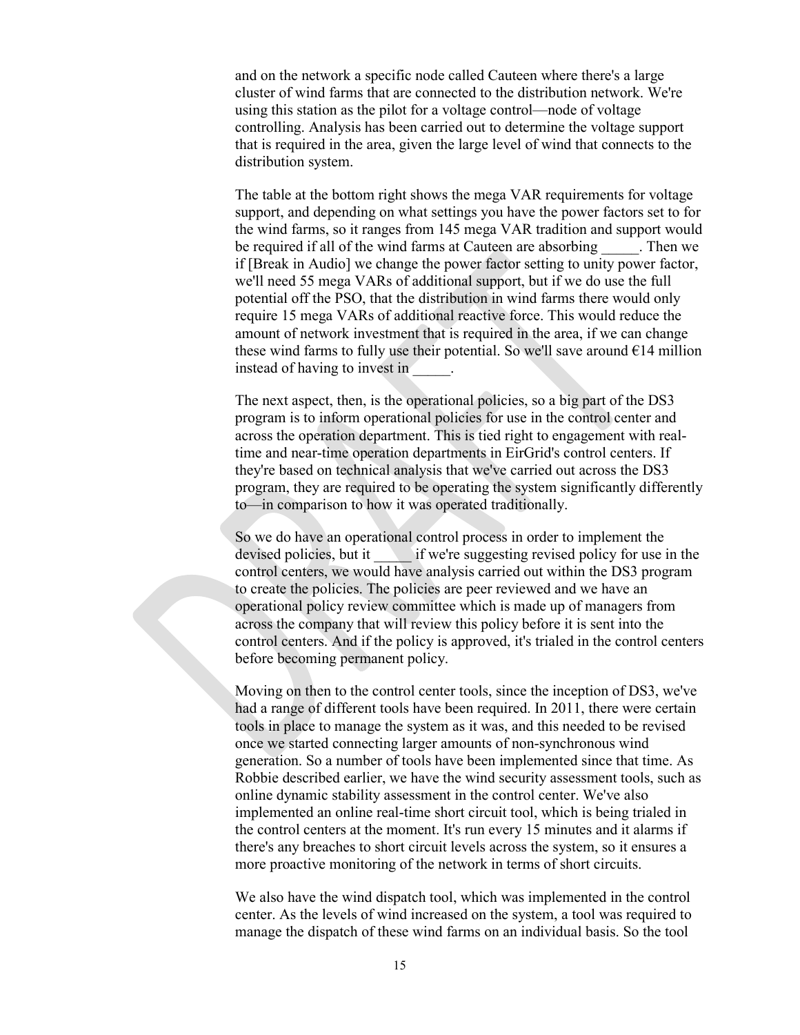and on the network a specific node called Cauteen where there's a large cluster of wind farms that are connected to the distribution network. We're using this station as the pilot for a voltage control—node of voltage controlling. Analysis has been carried out to determine the voltage support that is required in the area, given the large level of wind that connects to the distribution system.

The table at the bottom right shows the mega VAR requirements for voltage support, and depending on what settings you have the power factors set to for the wind farms, so it ranges from 145 mega VAR tradition and support would be required if all of the wind farms at Cauteen are absorbing _____. Then we if [Break in Audio] we change the power factor setting to unity power factor, we'll need 55 mega VARs of additional support, but if we do use the full potential off the PSO, that the distribution in wind farms there would only require 15 mega VARs of additional reactive force. This would reduce the amount of network investment that is required in the area, if we can change these wind farms to fully use their potential. So we'll save around €14 million instead of having to invest in _____.

The next aspect, then, is the operational policies, so a big part of the DS3 program is to inform operational policies for use in the control center and across the operation department. This is tied right to engagement with real-time and near-time operation departments in EirGrid's control centers. If they're based on technical analysis that we've carried out across the DS3 program, they are required to be operating the system significantly differently to—in comparison to how it was operated traditionally.

So we do have an operational control process in order to implement the devised policies, but it _____ if we're suggesting revised policy for use in the control centers, we would have analysis carried out within the DS3 program to create the policies. The policies are peer reviewed and we have an operational policy review committee which is made up of managers from across the company that will review this policy before it is sent into the control centers. And if the policy is approved, it's trialed in the control centers before becoming permanent policy.

Moving on then to the control center tools, since the inception of DS3, we've had a range of different tools have been required. In 2011, there were certain tools in place to manage the system as it was, and this needed to be revised once we started connecting larger amounts of non-synchronous wind generation. So a number of tools have been implemented since that time. As Robbie described earlier, we have the wind security assessment tools, such as online dynamic stability assessment in the control center. We've also implemented an online real-time short circuit tool, which is being trialed in the control centers at the moment. It's run every 15 minutes and it alarms if there's any breaches to short circuit levels across the system, so it ensures a more proactive monitoring of the network in terms of short circuits.

We also have the wind dispatch tool, which was implemented in the control center. As the levels of wind increased on the system, a tool was required to manage the dispatch of these wind farms on an individual basis. So the tool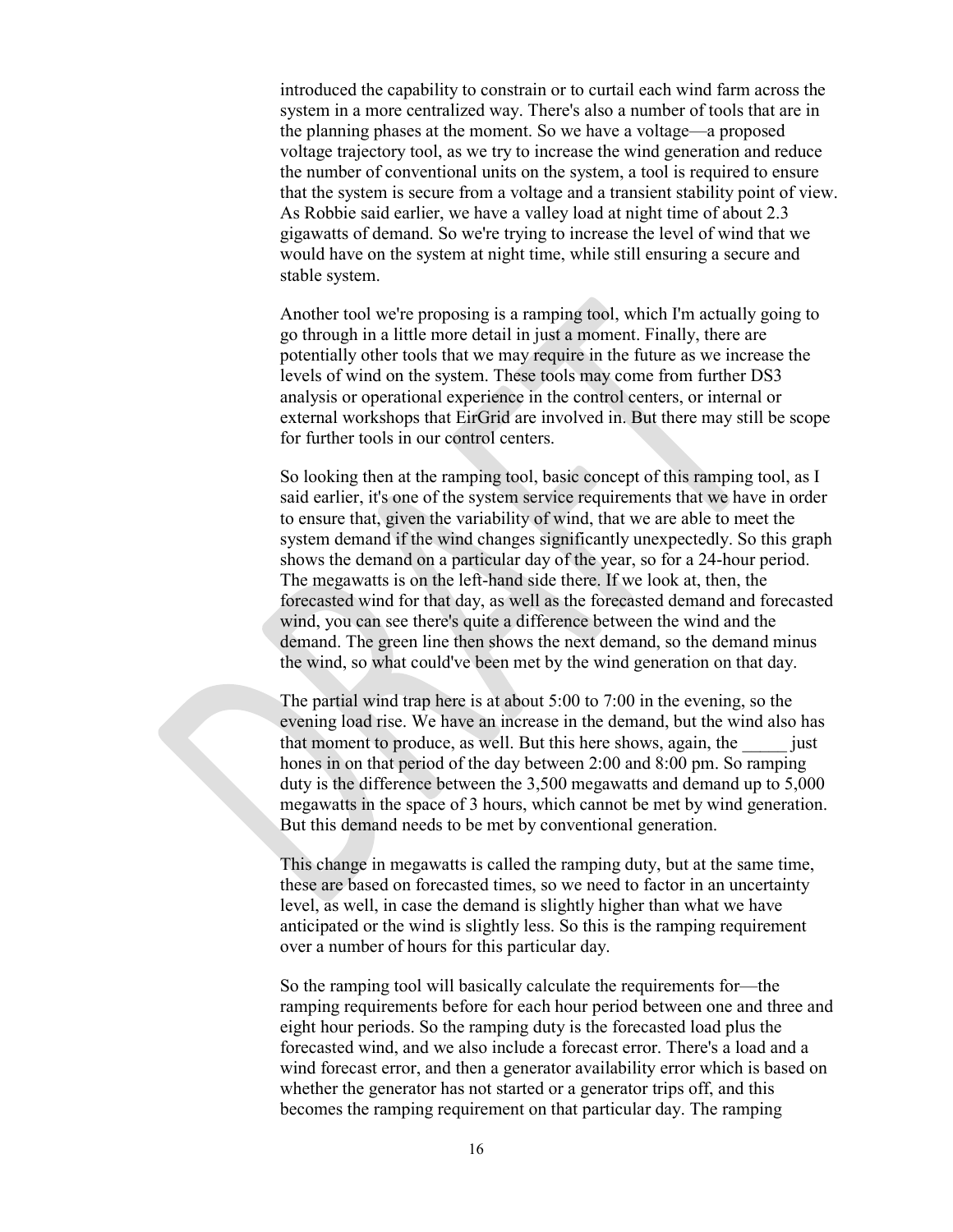introduced the capability to constrain or to curtail each wind farm across the system in a more centralized way. There's also a number of tools that are in the planning phases at the moment. So we have a voltage—a proposed voltage trajectory tool, as we try to increase the wind generation and reduce the number of conventional units on the system, a tool is required to ensure that the system is secure from a voltage and a transient stability point of view. As Robbie said earlier, we have a valley load at night time of about 2.3 gigawatts of demand. So we're trying to increase the level of wind that we would have on the system at night time, while still ensuring a secure and stable system.

Another tool we're proposing is a ramping tool, which I'm actually going to go through in a little more detail in just a moment. Finally, there are potentially other tools that we may require in the future as we increase the levels of wind on the system. These tools may come from further DS3 analysis or operational experience in the control centers, or internal or external workshops that EirGrid are involved in. But there may still be scope for further tools in our control centers.

So looking then at the ramping tool, basic concept of this ramping tool, as I said earlier, it's one of the system service requirements that we have in order to ensure that, given the variability of wind, that we are able to meet the system demand if the wind changes significantly unexpectedly. So this graph shows the demand on a particular day of the year, so for a 24-hour period. The megawatts is on the left-hand side there. If we look at, then, the forecasted wind for that day, as well as the forecasted demand and forecasted wind, you can see there's quite a difference between the wind and the demand. The green line then shows the next demand, so the demand minus the wind, so what could've been met by the wind generation on that day.

The partial wind trap here is at about 5:00 to 7:00 in the evening, so the evening load rise. We have an increase in the demand, but the wind also has that moment to produce, as well. But this here shows, again, the _____ just hones in on that period of the day between 2:00 and 8:00 pm. So ramping duty is the difference between the 3,500 megawatts and demand up to 5,000 megawatts in the space of 3 hours, which cannot be met by wind generation. But this demand needs to be met by conventional generation.

This change in megawatts is called the ramping duty, but at the same time, these are based on forecasted times, so we need to factor in an uncertainty level, as well, in case the demand is slightly higher than what we have anticipated or the wind is slightly less. So this is the ramping requirement over a number of hours for this particular day.

So the ramping tool will basically calculate the requirements for—the ramping requirements before for each hour period between one and three and eight hour periods. So the ramping duty is the forecasted load plus the forecasted wind, and we also include a forecast error. There's a load and a wind forecast error, and then a generator availability error which is based on whether the generator has not started or a generator trips off, and this becomes the ramping requirement on that particular day. The ramping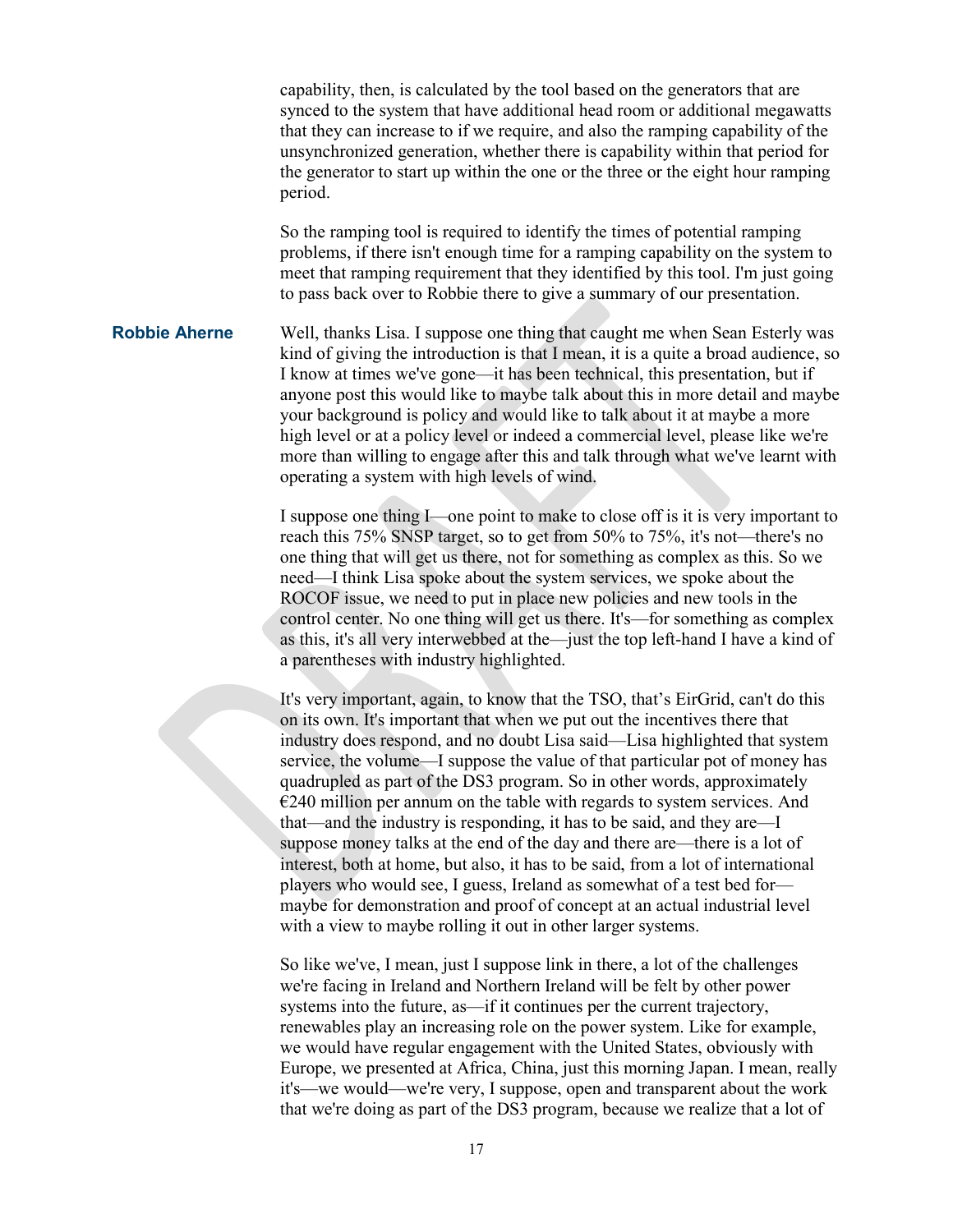capability, then, is calculated by the tool based on the generators that are synced to the system that have additional head room or additional megawatts that they can increase to if we require, and also the ramping capability of the unsynchronized generation, whether there is capability within that period for the generator to start up within the one or the three or the eight hour ramping period.

So the ramping tool is required to identify the times of potential ramping problems, if there isn't enough time for a ramping capability on the system to meet that ramping requirement that they identified by this tool. I'm just going to pass back over to Robbie there to give a summary of our presentation.

**Robbie Aherne** Well, thanks Lisa. I suppose one thing that caught me when Sean Esterly was kind of giving the introduction is that I mean, it is a quite a broad audience, so I know at times we've gone—it has been technical, this presentation, but if anyone post this would like to maybe talk about this in more detail and maybe your background is policy and would like to talk about it at maybe a more high level or at a policy level or indeed a commercial level, please like we're more than willing to engage after this and talk through what we've learnt with operating a system with high levels of wind.

I suppose one thing I—one point to make to close off is it is very important to reach this 75% SNSP target, so to get from 50% to 75%, it's not—there's no one thing that will get us there, not for something as complex as this. So we need—I think Lisa spoke about the system services, we spoke about the ROCOF issue, we need to put in place new policies and new tools in the control center. No one thing will get us there. It's—for something as complex as this, it's all very interwebbed at the—just the top left-hand I have a kind of a parentheses with industry highlighted.

It's very important, again, to know that the TSO, that's EirGrid, can't do this on its own. It's important that when we put out the incentives there that industry does respond, and no doubt Lisa said—Lisa highlighted that system service, the volume—I suppose the value of that particular pot of money has quadrupled as part of the DS3 program. So in other words, approximately €240 million per annum on the table with regards to system services. And that—and the industry is responding, it has to be said, and they are—I suppose money talks at the end of the day and there are—there is a lot of interest, both at home, but also, it has to be said, from a lot of international players who would see, I guess, Ireland as somewhat of a test bed for—maybe for demonstration and proof of concept at an actual industrial level with a view to maybe rolling it out in other larger systems.

So like we've, I mean, just I suppose link in there, a lot of the challenges we're facing in Ireland and Northern Ireland will be felt by other power systems into the future, as—if it continues per the current trajectory, renewables play an increasing role on the power system. Like for example, we would have regular engagement with the United States, obviously with Europe, we presented at Africa, China, just this morning Japan. I mean, really it's—we would—we're very, I suppose, open and transparent about the work that we're doing as part of the DS3 program, because we realize that a lot of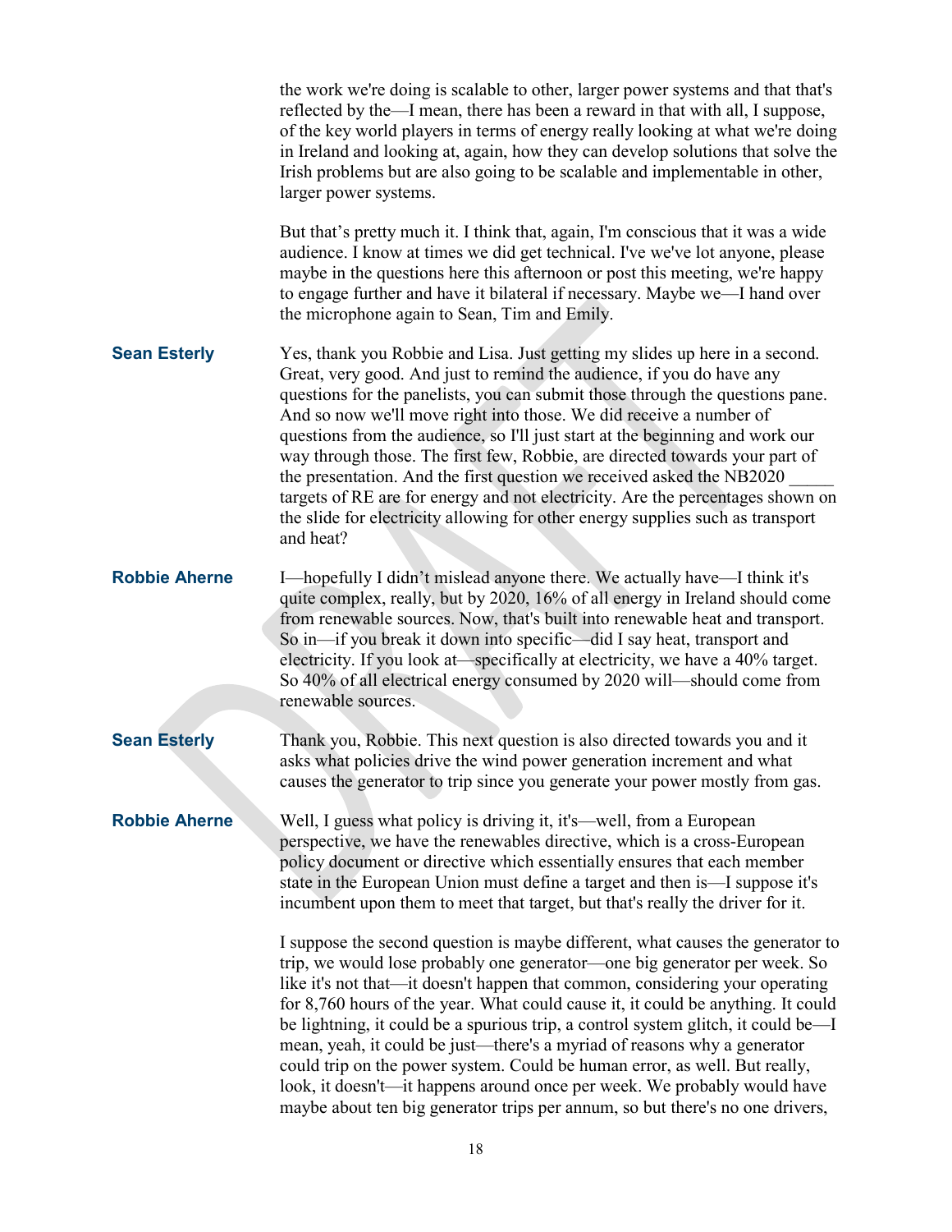the work we're doing is scalable to other, larger power systems and that that's reflected by the—I mean, there has been a reward in that with all, I suppose, of the key world players in terms of energy really looking at what we're doing in Ireland and looking at, again, how they can develop solutions that solve the Irish problems but are also going to be scalable and implementable in other, larger power systems.

But that's pretty much it. I think that, again, I'm conscious that it was a wide audience. I know at times we did get technical. I've we've lot anyone, please maybe in the questions here this afternoon or post this meeting, we're happy to engage further and have it bilateral if necessary. Maybe we—I hand over the microphone again to Sean, Tim and Emily.

**Sean Esterly** Yes, thank you Robbie and Lisa. Just getting my slides up here in a second. Great, very good. And just to remind the audience, if you do have any questions for the panelists, you can submit those through the questions pane. And so now we'll move right into those. We did receive a number of questions from the audience, so I'll just start at the beginning and work our way through those. The first few, Robbie, are directed towards your part of the presentation. And the first question we received asked the NB2020 _____ targets of RE are for energy and not electricity. Are the percentages shown on the slide for electricity allowing for other energy supplies such as transport and heat?

**Robbie Aherne** I—hopefully I didn't mislead anyone there. We actually have—I think it's quite complex, really, but by 2020, 16% of all energy in Ireland should come from renewable sources. Now, that's built into renewable heat and transport. So in—if you break it down into specific—did I say heat, transport and electricity. If you look at—specifically at electricity, we have a 40% target. So 40% of all electrical energy consumed by 2020 will—should come from renewable sources.

**Sean Esterly** Thank you, Robbie. This next question is also directed towards you and it asks what policies drive the wind power generation increment and what causes the generator to trip since you generate your power mostly from gas.

**Robbie Aherne** Well, I guess what policy is driving it, it's—well, from a European perspective, we have the renewables directive, which is a cross-European policy document or directive which essentially ensures that each member state in the European Union must define a target and then is—I suppose it's incumbent upon them to meet that target, but that's really the driver for it.

I suppose the second question is maybe different, what causes the generator to trip, we would lose probably one generator—one big generator per week. So like it's not that—it doesn't happen that common, considering your operating for 8,760 hours of the year. What could cause it, it could be anything. It could be lightning, it could be a spurious trip, a control system glitch, it could be—I mean, yeah, it could be just—there's a myriad of reasons why a generator could trip on the power system. Could be human error, as well. But really, look, it doesn't—it happens around once per week. We probably would have maybe about ten big generator trips per annum, so but there's no one drivers,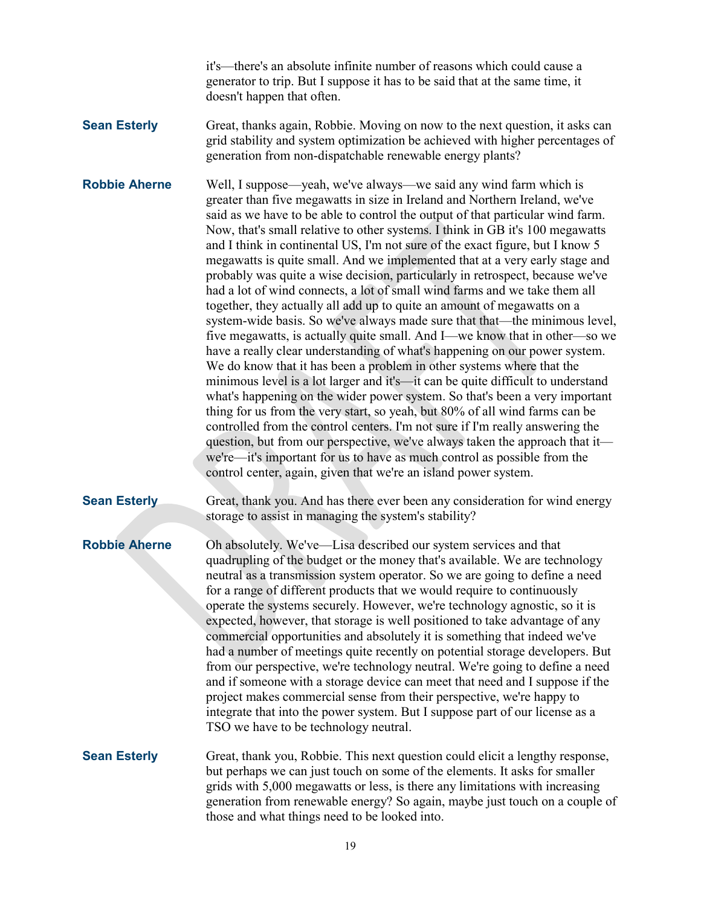it's—there's an absolute infinite number of reasons which could cause a generator to trip. But I suppose it has to be said that at the same time, it doesn't happen that often.

**Sean Esterly** Great, thanks again, Robbie. Moving on now to the next question, it asks can grid stability and system optimization be achieved with higher percentages of generation from non-dispatchable renewable energy plants?

**Robbie Aherne** Well, I suppose—yeah, we've always—we said any wind farm which is greater than five megawatts in size in Ireland and Northern Ireland, we've said as we have to be able to control the output of that particular wind farm. Now, that's small relative to other systems. I think in GB it's 100 megawatts and I think in continental US, I'm not sure of the exact figure, but I know 5 megawatts is quite small. And we implemented that at a very early stage and probably was quite a wise decision, particularly in retrospect, because we've had a lot of wind connects, a lot of small wind farms and we take them all together, they actually all add up to quite an amount of megawatts on a system-wide basis. So we've always made sure that that—the minimous level, five megawatts, is actually quite small. And I—we know that in other—so we have a really clear understanding of what's happening on our power system. We do know that it has been a problem in other systems where that the minimous level is a lot larger and it's—it can be quite difficult to understand what's happening on the wider power system. So that's been a very important thing for us from the very start, so yeah, but 80% of all wind farms can be controlled from the control centers. I'm not sure if I'm really answering the question, but from our perspective, we've always taken the approach that it—we're—it's important for us to have as much control as possible from the control center, again, given that we're an island power system.

**Sean Esterly** Great, thank you. And has there ever been any consideration for wind energy storage to assist in managing the system's stability?

**Robbie Aherne** Oh absolutely. We've—Lisa described our system services and that quadrupling of the budget or the money that's available. We are technology neutral as a transmission system operator. So we are going to define a need for a range of different products that we would require to continuously operate the systems securely. However, we're technology agnostic, so it is expected, however, that storage is well positioned to take advantage of any commercial opportunities and absolutely it is something that indeed we've had a number of meetings quite recently on potential storage developers. But from our perspective, we're technology neutral. We're going to define a need and if someone with a storage device can meet that need and I suppose if the project makes commercial sense from their perspective, we're happy to integrate that into the power system. But I suppose part of our license as a TSO we have to be technology neutral.

**Sean Esterly** Great, thank you, Robbie. This next question could elicit a lengthy response, but perhaps we can just touch on some of the elements. It asks for smaller grids with 5,000 megawatts or less, is there any limitations with increasing generation from renewable energy? So again, maybe just touch on a couple of those and what things need to be looked into.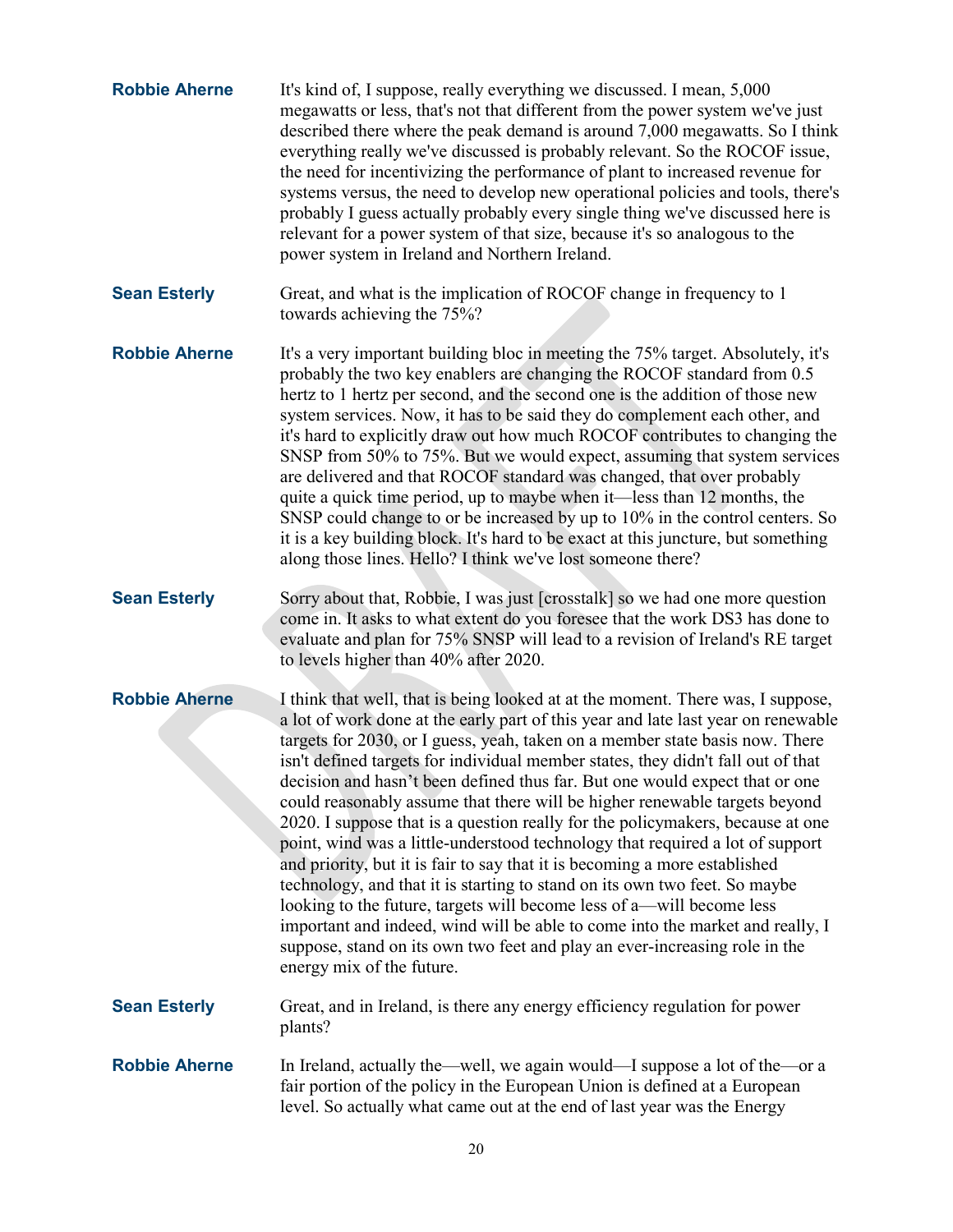**Robbie Aherne** It's kind of, I suppose, really everything we discussed. I mean, 5,000 megawatts or less, that's not that different from the power system we've just described there where the peak demand is around 7,000 megawatts. So I think everything really we've discussed is probably relevant. So the ROCOF issue, the need for incentivizing the performance of plant to increased revenue for systems versus, the need to develop new operational policies and tools, there's probably I guess actually probably every single thing we've discussed here is relevant for a power system of that size, because it's so analogous to the power system in Ireland and Northern Ireland.

**Sean Esterly** Great, and what is the implication of ROCOF change in frequency to 1 towards achieving the 75%?

**Robbie Aherne** It's a very important building bloc in meeting the 75% target. Absolutely, it's probably the two key enablers are changing the ROCOF standard from 0.5 hertz to 1 hertz per second, and the second one is the addition of those new system services. Now, it has to be said they do complement each other, and it's hard to explicitly draw out how much ROCOF contributes to changing the SNSP from 50% to 75%. But we would expect, assuming that system services are delivered and that ROCOF standard was changed, that over probably quite a quick time period, up to maybe when it—less than 12 months, the SNSP could change to or be increased by up to 10% in the control centers. So it is a key building block. It's hard to be exact at this juncture, but something along those lines. Hello? I think we've lost someone there?

**Sean Esterly** Sorry about that, Robbie, I was just [crosstalk] so we had one more question come in. It asks to what extent do you foresee that the work DS3 has done to evaluate and plan for 75% SNSP will lead to a revision of Ireland's RE target to levels higher than 40% after 2020.

**Robbie Aherne** I think that well, that is being looked at at the moment. There was, I suppose, a lot of work done at the early part of this year and late last year on renewable targets for 2030, or I guess, yeah, taken on a member state basis now. There isn't defined targets for individual member states, they didn't fall out of that decision and hasn't been defined thus far. But one would expect that or one could reasonably assume that there will be higher renewable targets beyond 2020. I suppose that is a question really for the policymakers, because at one point, wind was a little-understood technology that required a lot of support and priority, but it is fair to say that it is becoming a more established technology, and that it is starting to stand on its own two feet. So maybe looking to the future, targets will become less of a—will become less important and indeed, wind will be able to come into the market and really, I suppose, stand on its own two feet and play an ever-increasing role in the energy mix of the future.

**Sean Esterly** Great, and in Ireland, is there any energy efficiency regulation for power plants?

**Robbie Aherne** In Ireland, actually the—well, we again would—I suppose a lot of the—or a fair portion of the policy in the European Union is defined at a European level. So actually what came out at the end of last year was the Energy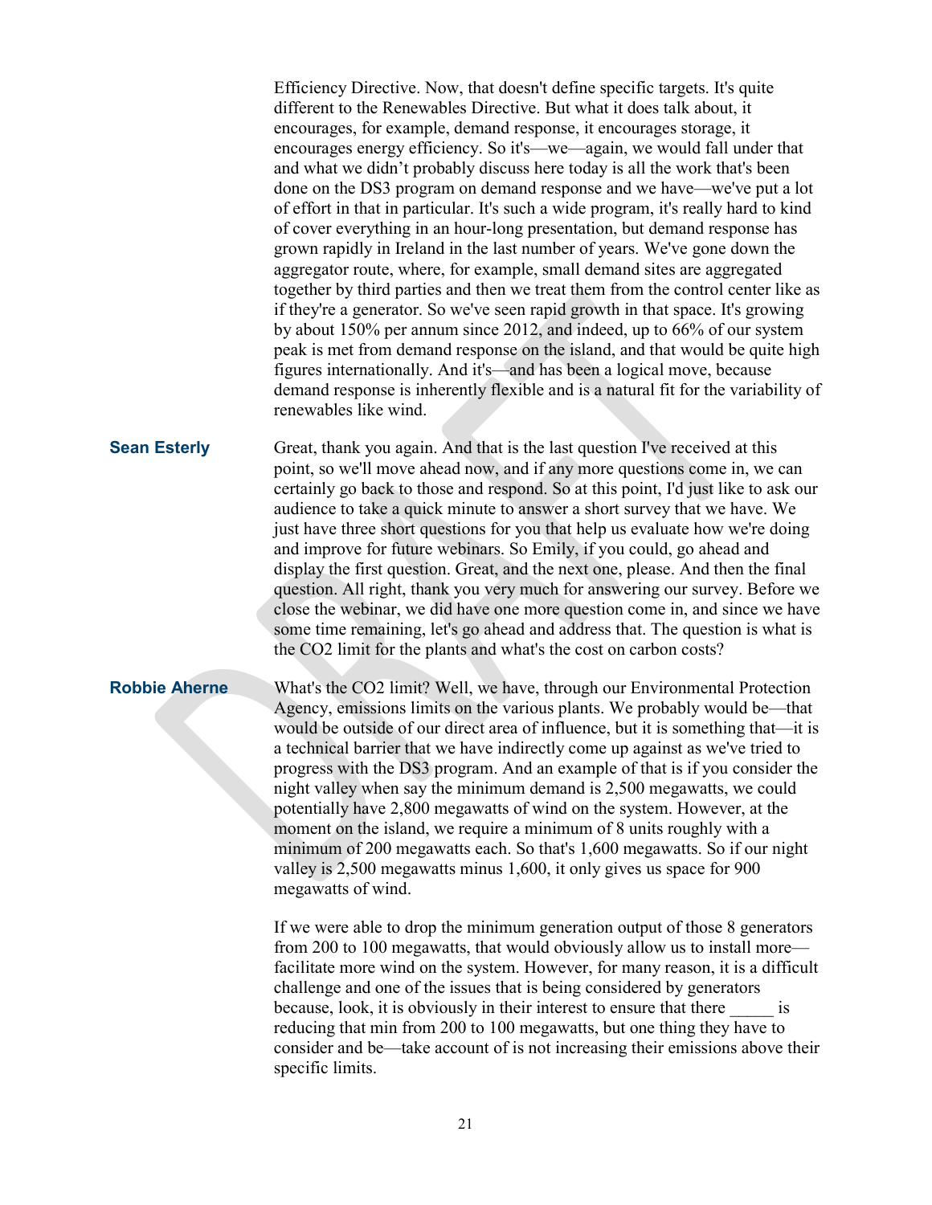Efficiency Directive. Now, that doesn't define specific targets. It's quite different to the Renewables Directive. But what it does talk about, it encourages, for example, demand response, it encourages storage, it encourages energy efficiency. So it's—we—again, we would fall under that and what we didn't probably discuss here today is all the work that's been done on the DS3 program on demand response and we have—we've put a lot of effort in that in particular. It's such a wide program, it's really hard to kind of cover everything in an hour-long presentation, but demand response has grown rapidly in Ireland in the last number of years. We've gone down the aggregator route, where, for example, small demand sites are aggregated together by third parties and then we treat them from the control center like as if they're a generator. So we've seen rapid growth in that space. It's growing by about 150% per annum since 2012, and indeed, up to 66% of our system peak is met from demand response on the island, and that would be quite high figures internationally. And it's—and has been a logical move, because demand response is inherently flexible and is a natural fit for the variability of renewables like wind.

**Sean Esterly** Great, thank you again. And that is the last question I've received at this point, so we'll move ahead now, and if any more questions come in, we can certainly go back to those and respond. So at this point, I'd just like to ask our audience to take a quick minute to answer a short survey that we have. We just have three short questions for you that help us evaluate how we're doing and improve for future webinars. So Emily, if you could, go ahead and display the first question. Great, and the next one, please. And then the final question. All right, thank you very much for answering our survey. Before we close the webinar, we did have one more question come in, and since we have some time remaining, let's go ahead and address that. The question is what is the CO2 limit for the plants and what's the cost on carbon costs?

**Robbie Aherne** What's the CO2 limit? Well, we have, through our Environmental Protection Agency, emissions limits on the various plants. We probably would be—that would be outside of our direct area of influence, but it is something that—it is a technical barrier that we have indirectly come up against as we've tried to progress with the DS3 program. And an example of that is if you consider the night valley when say the minimum demand is 2,500 megawatts, we could potentially have 2,800 megawatts of wind on the system. However, at the moment on the island, we require a minimum of 8 units roughly with a minimum of 200 megawatts each. So that's 1,600 megawatts. So if our night valley is 2,500 megawatts minus 1,600, it only gives us space for 900 megawatts of wind.

If we were able to drop the minimum generation output of those 8 generators from 200 to 100 megawatts, that would obviously allow us to install more—facilitate more wind on the system. However, for many reason, it is a difficult challenge and one of the issues that is being considered by generators because, look, it is obviously in their interest to ensure that there _____ is reducing that min from 200 to 100 megawatts, but one thing they have to consider and be—take account of is not increasing their emissions above their specific limits.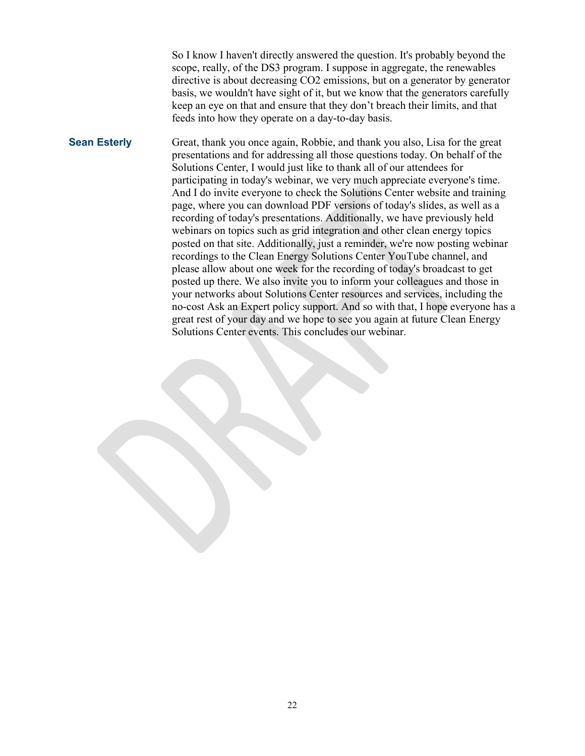So I know I haven't directly answered the question. It's probably beyond the scope, really, of the DS3 program. I suppose in aggregate, the renewables directive is about decreasing $CO_2$ emissions, but on a generator by generator basis, we wouldn't have sight of it, but we know that the generators carefully keep an eye on that and ensure that they don't breach their limits, and that feeds into how they operate on a day-to-day basis.

**Sean Esterly** Great, thank you once again, Robbie, and thank you also, Lisa for the great presentations and for addressing all those questions today. On behalf of the Solutions Center, I would just like to thank all of our attendees for participating in today's webinar, we very much appreciate everyone's time. And I do invite everyone to check the Solutions Center website and training page, where you can download PDF versions of today's slides, as well as a recording of today's presentations. Additionally, we have previously held webinars on topics such as grid integration and other clean energy topics posted on that site. Additionally, just a reminder, we're now posting webinar recordings to the Clean Energy Solutions Center YouTube channel, and please allow about one week for the recording of today's broadcast to get posted up there. We also invite you to inform your colleagues and those in your networks about Solutions Center resources and services, including the no-cost Ask an Expert policy support. And so with that, I hope everyone has a great rest of your day and we hope to see you again at future Clean Energy Solutions Center events. This concludes our webinar.